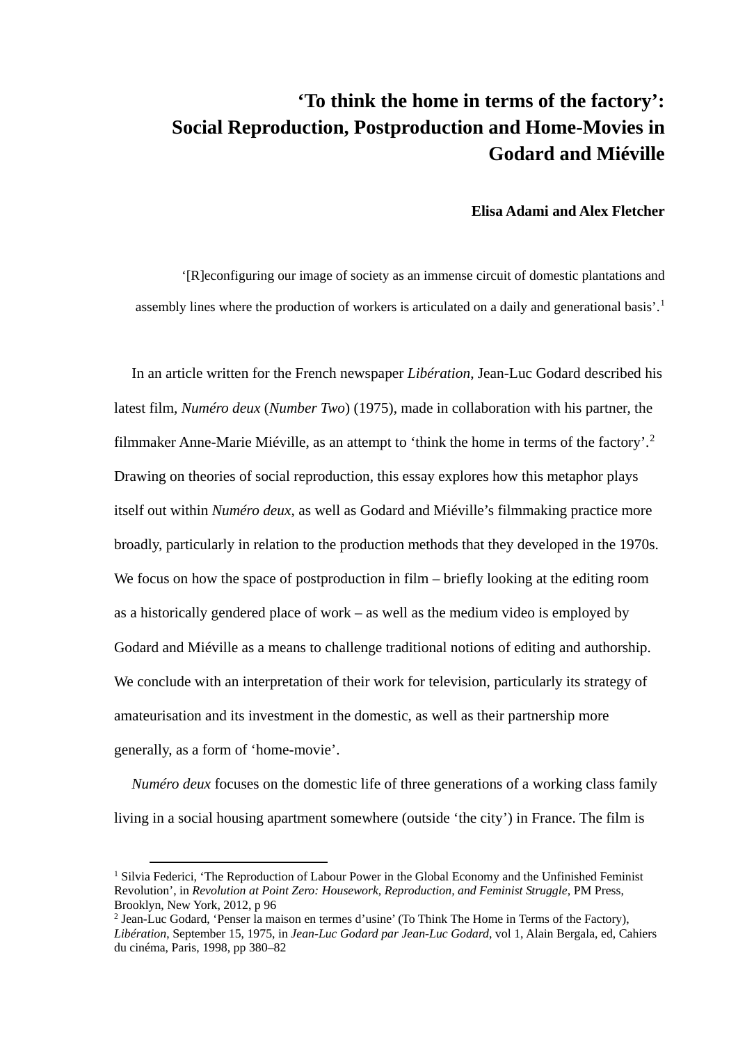# 'To think the home in terms of the factory': Social Reproduction, Postproduction and Home-Movies in Godard and Miéville

**Elisa Adami and Alex Fletcher**

'[R]econfiguring our image of society as an immense circuit of domestic plantations and assembly lines where the production of workers is articulated on a daily and generational basis'.[1]

In an article written for the French newspaper *Libération*, Jean-Luc Godard described his latest film, *Numéro deux* (*Number Two*) (1975), made in collaboration with his partner, the filmmaker Anne-Marie Miéville, as an attempt to 'think the home in terms of the factory'.[2] Drawing on theories of social reproduction, this essay explores how this metaphor plays itself out within *Numéro deux*, as well as Godard and Miéville's filmmaking practice more broadly, particularly in relation to the production methods that they developed in the 1970s. We focus on how the space of postproduction in film – briefly looking at the editing room as a historically gendered place of work – as well as the medium video is employed by Godard and Miéville as a means to challenge traditional notions of editing and authorship. We conclude with an interpretation of their work for television, particularly its strategy of amateurisation and its investment in the domestic, as well as their partnership more generally, as a form of 'home-movie'.

*Numéro deux* focuses on the domestic life of three generations of a working class family living in a social housing apartment somewhere (outside 'the city') in France. The film is

---

[1] Silvia Federici, 'The Reproduction of Labour Power in the Global Economy and the Unfinished Feminist Revolution', in *Revolution at Point Zero: Housework, Reproduction, and Feminist Struggle*, PM Press, Brooklyn, New York, 2012, p 96

[2] Jean-Luc Godard, 'Penser la maison en termes d'usine' (To Think The Home in Terms of the Factory), *Libération*, September 15, 1975, in *Jean-Luc Godard par Jean-Luc Godard*, vol 1, Alain Bergala, ed, Cahiers du cinéma, Paris, 1998, pp 380–82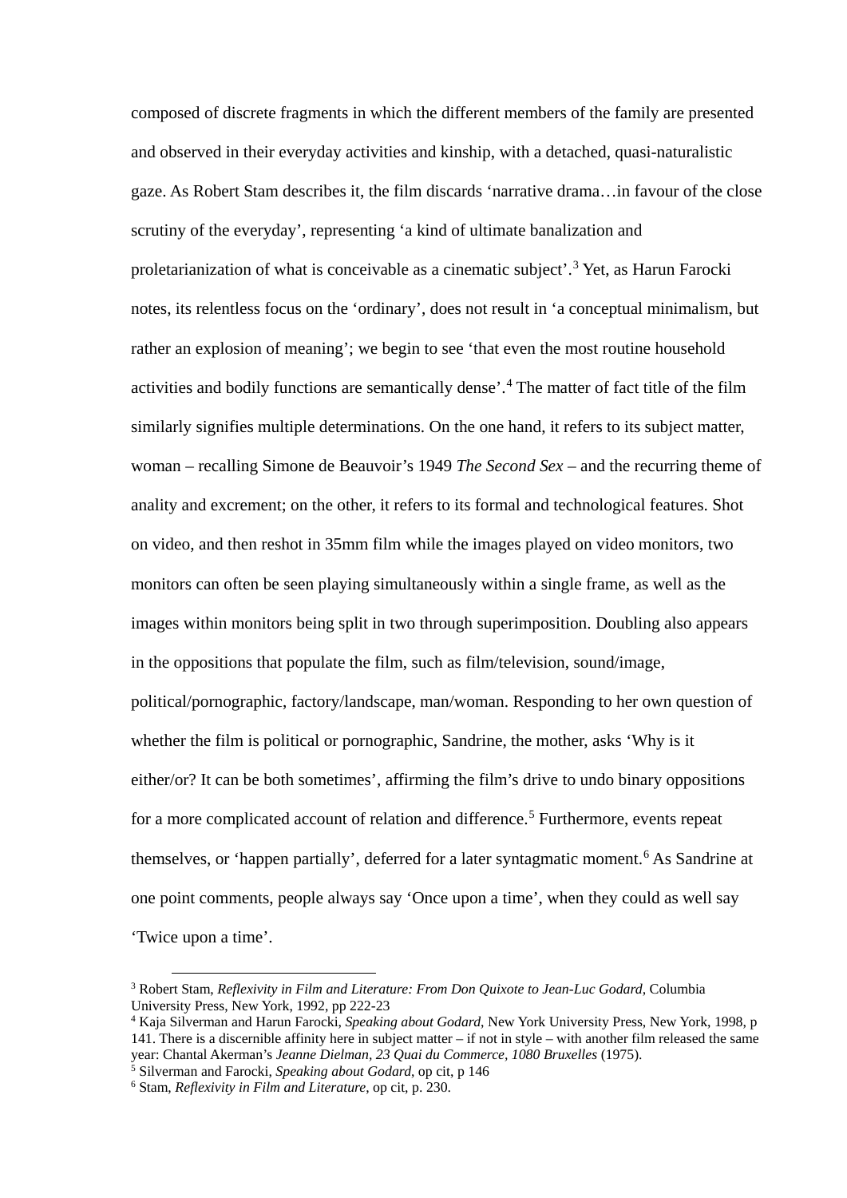composed of discrete fragments in which the different members of the family are presented and observed in their everyday activities and kinship, with a detached, quasi-naturalistic gaze. As Robert Stam describes it, the film discards 'narrative drama…in favour of the close scrutiny of the everyday', representing 'a kind of ultimate banalization and proletarianization of what is conceivable as a cinematic subject'.[3] Yet, as Harun Farocki notes, its relentless focus on the 'ordinary', does not result in 'a conceptual minimalism, but rather an explosion of meaning'; we begin to see 'that even the most routine household activities and bodily functions are semantically dense'.[4] The matter of fact title of the film similarly signifies multiple determinations. On the one hand, it refers to its subject matter, woman – recalling Simone de Beauvoir's 1949 *The Second Sex* – and the recurring theme of anality and excrement; on the other, it refers to its formal and technological features. Shot on video, and then reshot in 35mm film while the images played on video monitors, two monitors can often be seen playing simultaneously within a single frame, as well as the images within monitors being split in two through superimposition. Doubling also appears in the oppositions that populate the film, such as film/television, sound/image, political/pornographic, factory/landscape, man/woman. Responding to her own question of whether the film is political or pornographic, Sandrine, the mother, asks 'Why is it either/or? It can be both sometimes', affirming the film's drive to undo binary oppositions for a more complicated account of relation and difference.[5] Furthermore, events repeat themselves, or 'happen partially', deferred for a later syntagmatic moment.[6] As Sandrine at one point comments, people always say 'Once upon a time', when they could as well say 'Twice upon a time'.

---

[3] Robert Stam, *Reflexivity in Film and Literature: From Don Quixote to Jean-Luc Godard*, Columbia University Press, New York, 1992, pp 222-23

[4] Kaja Silverman and Harun Farocki, *Speaking about Godard*, New York University Press, New York, 1998, p 141. There is a discernible affinity here in subject matter – if not in style – with another film released the same year: Chantal Akerman's *Jeanne Dielman, 23 Quai du Commerce, 1080 Bruxelles* (1975).

[5] Silverman and Farocki, *Speaking about Godard*, op cit, p 146

[6] Stam, *Reflexivity in Film and Literature*, op cit, p. 230.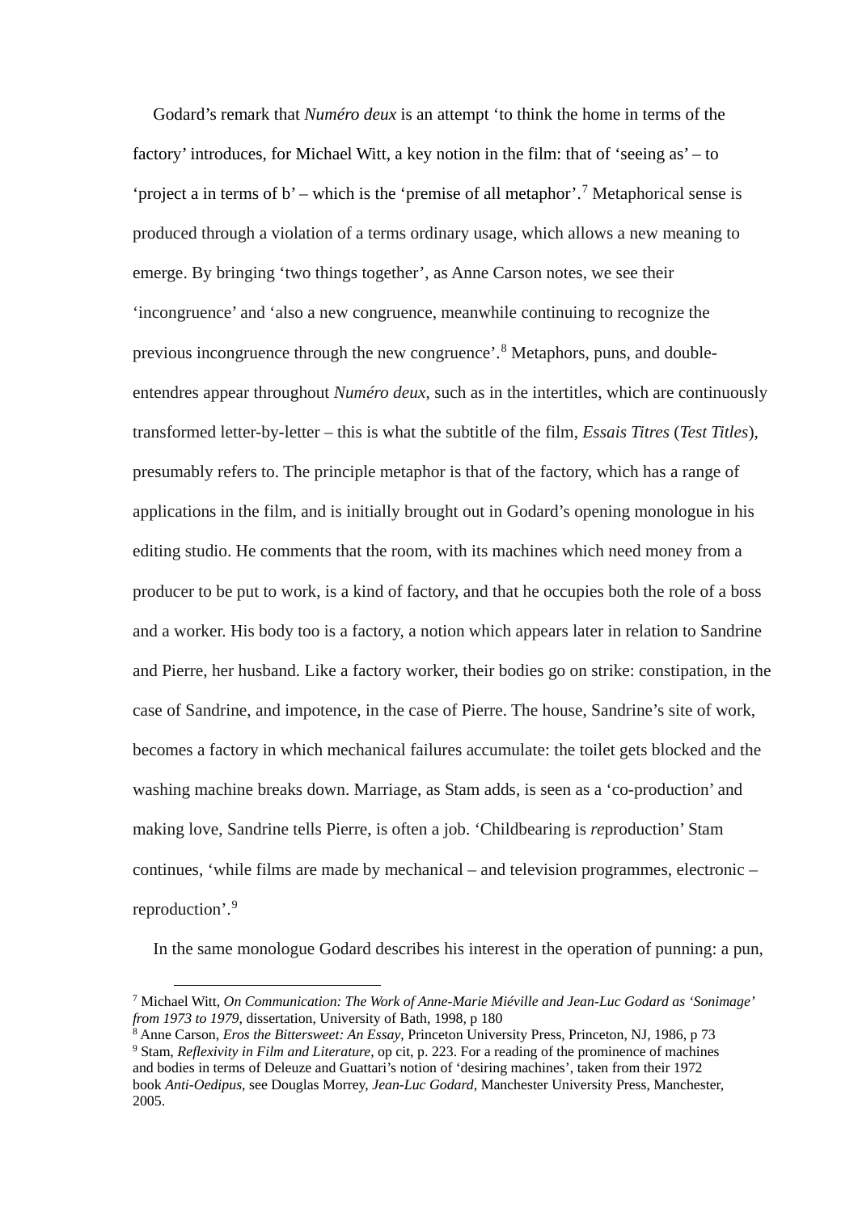Godard's remark that *Numéro deux* is an attempt 'to think the home in terms of the factory' introduces, for Michael Witt, a key notion in the film: that of 'seeing as' – to 'project a in terms of b' – which is the 'premise of all metaphor'.[7] Metaphorical sense is produced through a violation of a terms ordinary usage, which allows a new meaning to emerge. By bringing 'two things together', as Anne Carson notes, we see their 'incongruence' and 'also a new congruence, meanwhile continuing to recognize the previous incongruence through the new congruence'.[8] Metaphors, puns, and double-entendres appear throughout *Numéro deux*, such as in the intertitles, which are continuously transformed letter-by-letter – this is what the subtitle of the film, *Essais Titres* (*Test Titles*), presumably refers to. The principle metaphor is that of the factory, which has a range of applications in the film, and is initially brought out in Godard's opening monologue in his editing studio. He comments that the room, with its machines which need money from a producer to be put to work, is a kind of factory, and that he occupies both the role of a boss and a worker. His body too is a factory, a notion which appears later in relation to Sandrine and Pierre, her husband. Like a factory worker, their bodies go on strike: constipation, in the case of Sandrine, and impotence, in the case of Pierre. The house, Sandrine's site of work, becomes a factory in which mechanical failures accumulate: the toilet gets blocked and the washing machine breaks down. Marriage, as Stam adds, is seen as a 'co-production' and making love, Sandrine tells Pierre, is often a job. 'Childbearing is *re*production' Stam continues, 'while films are made by mechanical – and television programmes, electronic – reproduction'.[9]

In the same monologue Godard describes his interest in the operation of punning: a pun,

---

[7] Michael Witt, *On Communication: The Work of Anne-Marie Miéville and Jean-Luc Godard as 'Sonimage' from 1973 to 1979*, dissertation, University of Bath, 1998, p 180

[8] Anne Carson, *Eros the Bittersweet: An Essay*, Princeton University Press, Princeton, NJ, 1986, p 73

[9] Stam, *Reflexivity in Film and Literature*, op cit, p. 223. For a reading of the prominence of machines and bodies in terms of Deleuze and Guattari's notion of 'desiring machines', taken from their 1972 book *Anti-Oedipus*, see Douglas Morrey, *Jean-Luc Godard*, Manchester University Press, Manchester, 2005.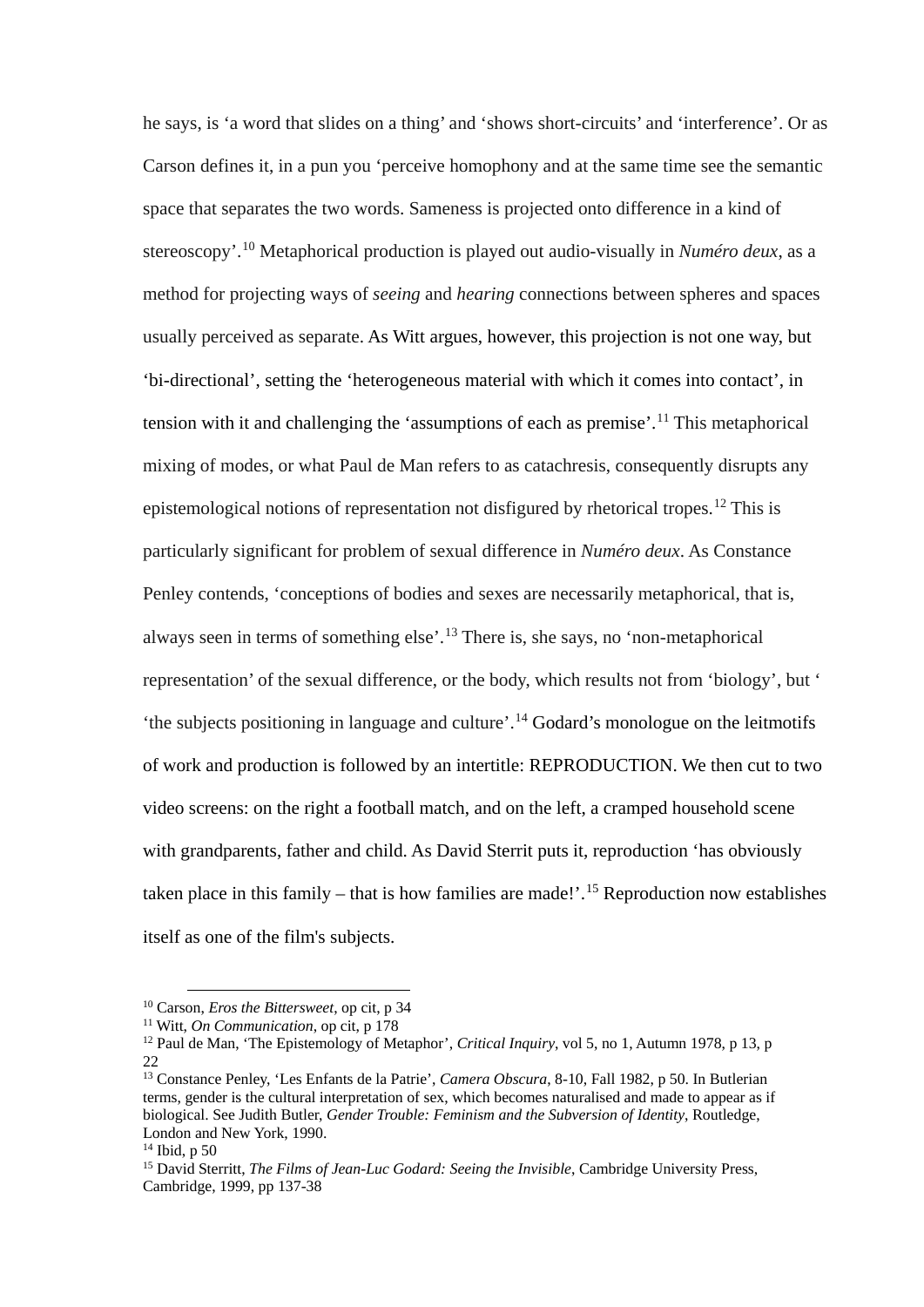he says, is 'a word that slides on a thing' and 'shows short-circuits' and 'interference'. Or as Carson defines it, in a pun you 'perceive homophony and at the same time see the semantic space that separates the two words. Sameness is projected onto difference in a kind of stereoscopy'.[10] Metaphorical production is played out audio-visually in *Numéro deux*, as a method for projecting ways of *seeing* and *hearing* connections between spheres and spaces usually perceived as separate. As Witt argues, however, this projection is not one way, but 'bi-directional', setting the 'heterogeneous material with which it comes into contact', in tension with it and challenging the 'assumptions of each as premise'.[11] This metaphorical mixing of modes, or what Paul de Man refers to as catachresis, consequently disrupts any epistemological notions of representation not disfigured by rhetorical tropes.[12] This is particularly significant for problem of sexual difference in *Numéro deux*. As Constance Penley contends, 'conceptions of bodies and sexes are necessarily metaphorical, that is, always seen in terms of something else'.[13] There is, she says, no 'non-metaphorical representation' of the sexual difference, or the body, which results not from 'biology', but ' 'the subjects positioning in language and culture'.[14] Godard's monologue on the leitmotifs of work and production is followed by an intertitle: REPRODUCTION. We then cut to two video screens: on the right a football match, and on the left, a cramped household scene with grandparents, father and child. As David Sterrit puts it, reproduction 'has obviously taken place in this family – that is how families are made!'.[15] Reproduction now establishes itself as one of the film's subjects.

---

[10] Carson, *Eros the Bittersweet*, op cit, p 34

[11] Witt, *On Communication*, op cit, p 178

[12] Paul de Man, 'The Epistemology of Metaphor', *Critical Inquiry*, vol 5, no 1, Autumn 1978, p 13, p 22

[13] Constance Penley, 'Les Enfants de la Patrie', *Camera Obscura*, 8-10, Fall 1982, p 50. In Butlerian terms, gender is the cultural interpretation of sex, which becomes naturalised and made to appear as if biological. See Judith Butler, *Gender Trouble: Feminism and the Subversion of Identity*, Routledge, London and New York, 1990.

[14] Ibid, p 50

[15] David Sterritt, *The Films of Jean-Luc Godard: Seeing the Invisible*, Cambridge University Press, Cambridge, 1999, pp 137-38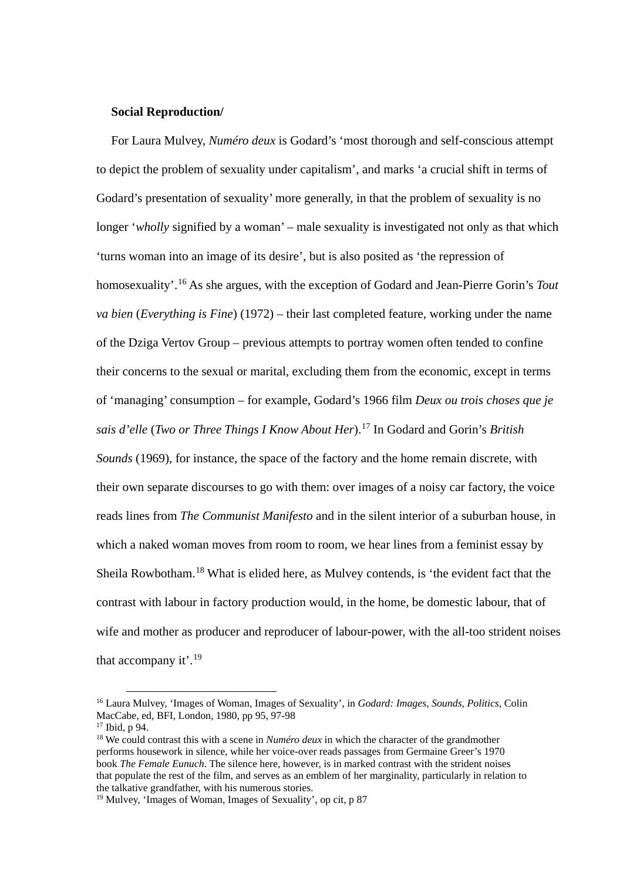**Social Reproduction/**

For Laura Mulvey, *Numéro deux* is Godard's 'most thorough and self-conscious attempt to depict the problem of sexuality under capitalism', and marks 'a crucial shift in terms of Godard's presentation of sexuality' more generally, in that the problem of sexuality is no longer '*wholly* signified by a woman' – male sexuality is investigated not only as that which 'turns woman into an image of its desire', but is also posited as 'the repression of homosexuality'.[16] As she argues, with the exception of Godard and Jean-Pierre Gorin's *Tout va bien* (*Everything is Fine*) (1972) – their last completed feature, working under the name of the Dziga Vertov Group – previous attempts to portray women often tended to confine their concerns to the sexual or marital, excluding them from the economic, except in terms of 'managing' consumption – for example, Godard's 1966 film *Deux ou trois choses que je sais d'elle* (*Two or Three Things I Know About Her*).[17] In Godard and Gorin's *British Sounds* (1969), for instance, the space of the factory and the home remain discrete, with their own separate discourses to go with them: over images of a noisy car factory, the voice reads lines from *The Communist Manifesto* and in the silent interior of a suburban house, in which a naked woman moves from room to room, we hear lines from a feminist essay by Sheila Rowbotham.[18] What is elided here, as Mulvey contends, is 'the evident fact that the contrast with labour in factory production would, in the home, be domestic labour, that of wife and mother as producer and reproducer of labour-power, with the all-too strident noises that accompany it'.[19]

---

[16] Laura Mulvey, 'Images of Woman, Images of Sexuality', in *Godard: Images, Sounds, Politics*, Colin MacCabe, ed, BFI, London, 1980, pp 95, 97-98

[17] Ibid, p 94.

[18] We could contrast this with a scene in *Numéro deux* in which the character of the grandmother performs housework in silence, while her voice-over reads passages from Germaine Greer's 1970 book *The Female Eunuch*. The silence here, however, is in marked contrast with the strident noises that populate the rest of the film, and serves as an emblem of her marginality, particularly in relation to the talkative grandfather, with his numerous stories.

[19] Mulvey, 'Images of Woman, Images of Sexuality', op cit, p 87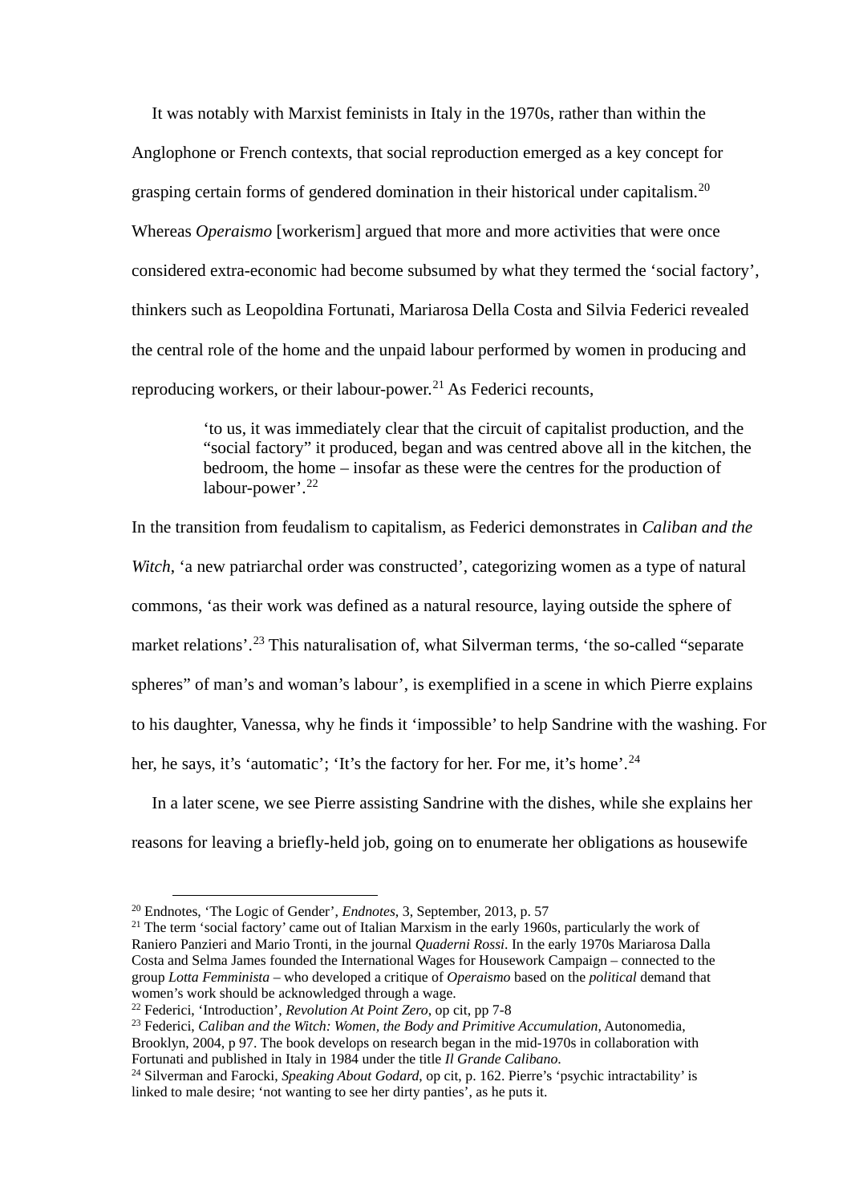It was notably with Marxist feminists in Italy in the 1970s, rather than within the Anglophone or French contexts, that social reproduction emerged as a key concept for grasping certain forms of gendered domination in their historical under capitalism.[20] Whereas *Operaismo* [workerism] argued that more and more activities that were once considered extra-economic had become subsumed by what they termed the 'social factory', thinkers such as Leopoldina Fortunati, Mariarosa Della Costa and Silvia Federici revealed the central role of the home and the unpaid labour performed by women in producing and reproducing workers, or their labour-power.[21] As Federici recounts,

> 'to us, it was immediately clear that the circuit of capitalist production, and the "social factory" it produced, began and was centred above all in the kitchen, the bedroom, the home – insofar as these were the centres for the production of labour-power'.[22]

In the transition from feudalism to capitalism, as Federici demonstrates in *Caliban and the Witch*, 'a new patriarchal order was constructed', categorizing women as a type of natural commons, 'as their work was defined as a natural resource, laying outside the sphere of market relations'.[23] This naturalisation of, what Silverman terms, 'the so-called "separate spheres" of man's and woman's labour', is exemplified in a scene in which Pierre explains to his daughter, Vanessa, why he finds it 'impossible' to help Sandrine with the washing. For her, he says, it's 'automatic'; 'It's the factory for her. For me, it's home'.[24]

In a later scene, we see Pierre assisting Sandrine with the dishes, while she explains her reasons for leaving a briefly-held job, going on to enumerate her obligations as housewife

---

[20] Endnotes, 'The Logic of Gender', *Endnotes*, 3, September, 2013, p. 57

[21] The term 'social factory' came out of Italian Marxism in the early 1960s, particularly the work of Raniero Panzieri and Mario Tronti, in the journal *Quaderni Rossi*. In the early 1970s Mariarosa Dalla Costa and Selma James founded the International Wages for Housework Campaign – connected to the group *Lotta Femminista* – who developed a critique of *Operaismo* based on the *political* demand that women's work should be acknowledged through a wage.

[22] Federici, 'Introduction', *Revolution At Point Zero*, op cit, pp 7-8

[23] Federici, *Caliban and the Witch: Women, the Body and Primitive Accumulation*, Autonomedia, Brooklyn, 2004, p 97. The book develops on research began in the mid-1970s in collaboration with Fortunati and published in Italy in 1984 under the title *Il Grande Calibano*.

[24] Silverman and Farocki, *Speaking About Godard*, op cit, p. 162. Pierre's 'psychic intractability' is linked to male desire; 'not wanting to see her dirty panties', as he puts it.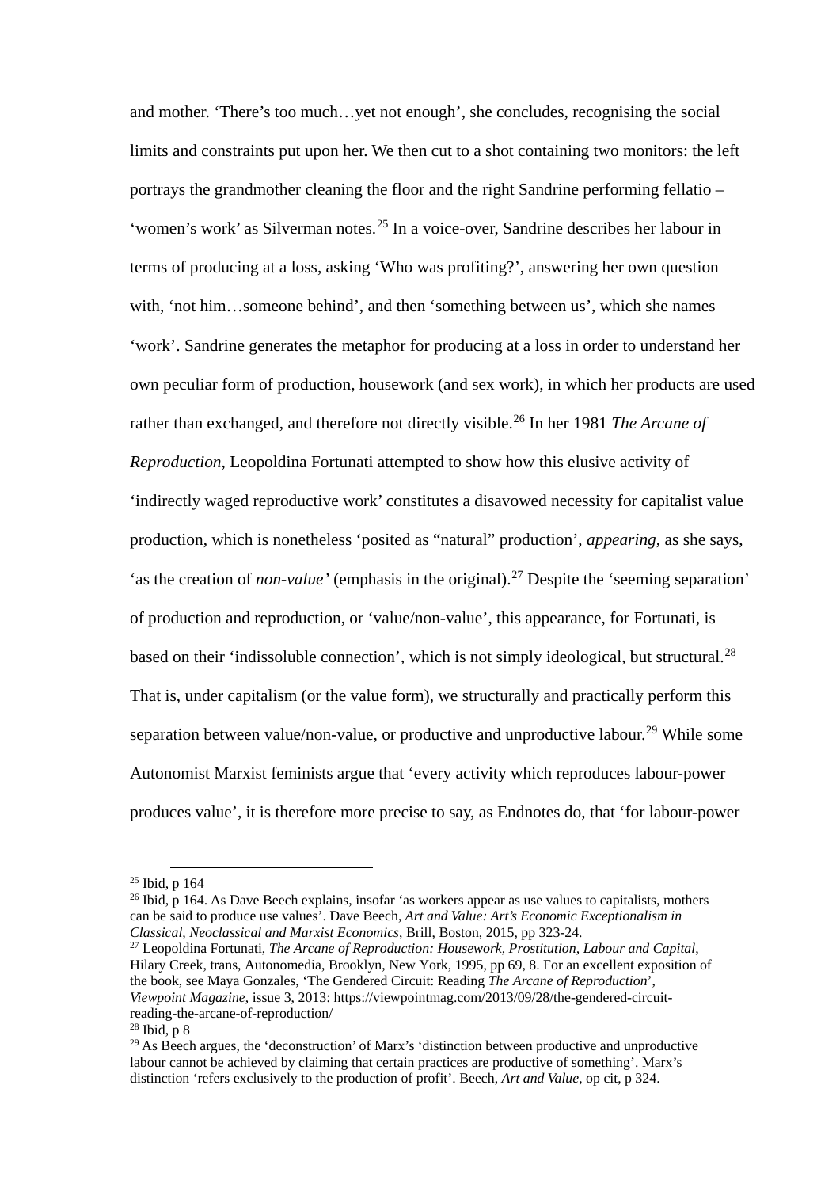and mother. ‘There’s too much…yet not enough’, she concludes, recognising the social limits and constraints put upon her. We then cut to a shot containing two monitors: the left portrays the grandmother cleaning the floor and the right Sandrine performing fellatio – ‘women’s work’ as Silverman notes.[25] In a voice-over, Sandrine describes her labour in terms of producing at a loss, asking ‘Who was profiting?’, answering her own question with, ‘not him…someone behind’, and then ‘something between us’, which she names ‘work’. Sandrine generates the metaphor for producing at a loss in order to understand her own peculiar form of production, housework (and sex work), in which her products are used rather than exchanged, and therefore not directly visible.[26] In her 1981 *The Arcane of Reproduction*, Leopoldina Fortunati attempted to show how this elusive activity of ‘indirectly waged reproductive work’ constitutes a disavowed necessity for capitalist value production, which is nonetheless ‘posited as “natural” production’, *appearing*, as she says, ‘as the creation of *non-value’* (emphasis in the original).[27] Despite the ‘seeming separation’ of production and reproduction, or ‘value/non-value’, this appearance, for Fortunati, is based on their ‘indissoluble connection’, which is not simply ideological, but structural.[28] That is, under capitalism (or the value form), we structurally and practically perform this separation between value/non-value, or productive and unproductive labour.[29] While some Autonomist Marxist feminists argue that ‘every activity which reproduces labour-power produces value’, it is therefore more precise to say, as Endnotes do, that ‘for labour-power

---

[25] Ibid, p 164

[26] Ibid, p 164. As Dave Beech explains, insofar ‘as workers appear as use values to capitalists, mothers can be said to produce use values’. Dave Beech, *Art and Value: Art’s Economic Exceptionalism in Classical, Neoclassical and Marxist Economics*, Brill, Boston, 2015, pp 323-24.

[27] Leopoldina Fortunati, *The Arcane of Reproduction: Housework, Prostitution, Labour and Capital*, Hilary Creek, trans, Autonomedia, Brooklyn, New York, 1995, pp 69, 8. For an excellent exposition of the book, see Maya Gonzales, ‘The Gendered Circuit: Reading *The Arcane of Reproduction*’, *Viewpoint Magazine*, issue 3, 2013: https://viewpointmag.com/2013/09/28/the-gendered-circuit-reading-the-arcane-of-reproduction/

[28] Ibid, p 8

[29] As Beech argues, the ‘deconstruction’ of Marx’s ‘distinction between productive and unproductive labour cannot be achieved by claiming that certain practices are productive of something’. Marx’s distinction ‘refers exclusively to the production of profit’. Beech, *Art and Value*, op cit, p 324.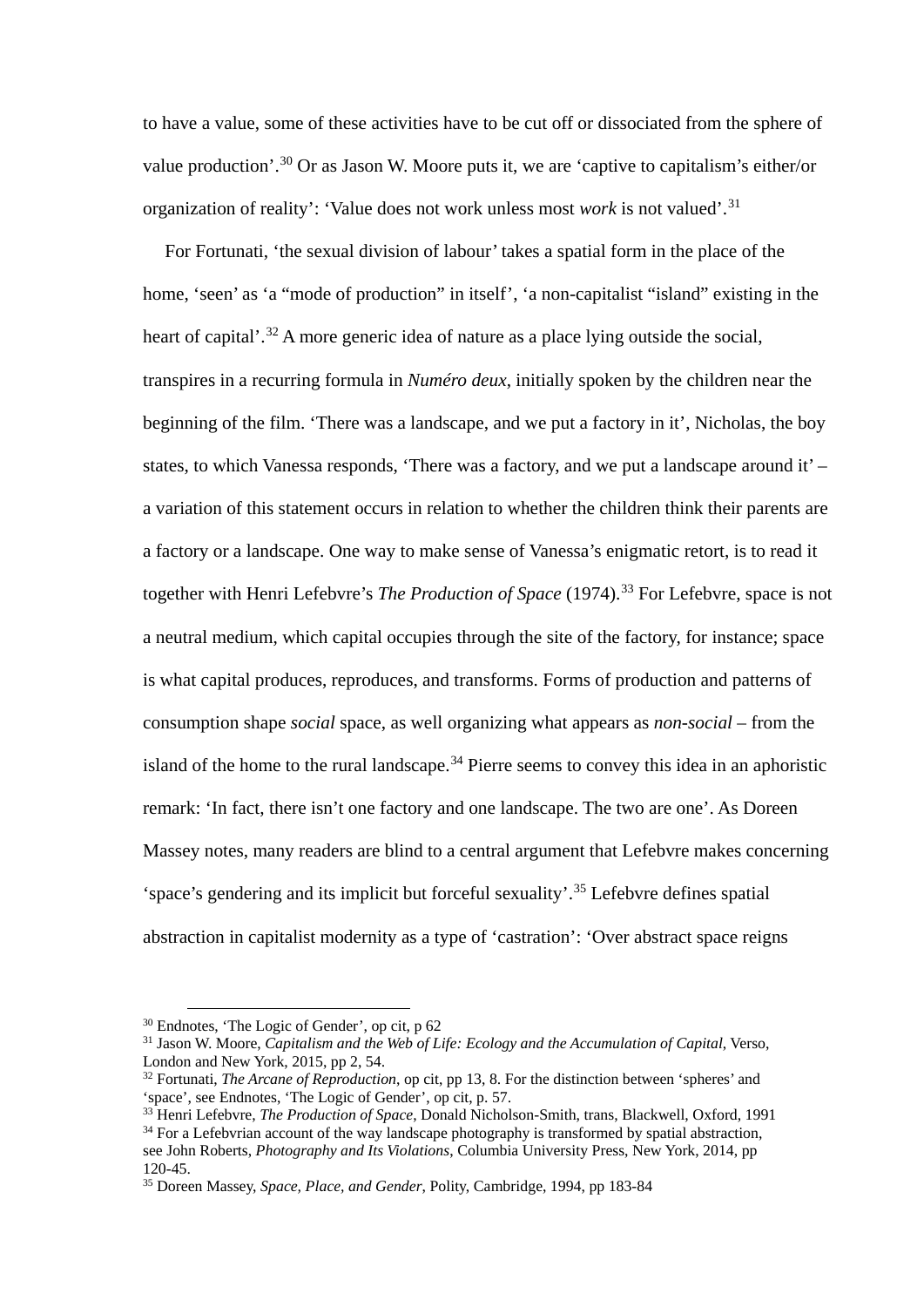to have a value, some of these activities have to be cut off or dissociated from the sphere of value production'.[30] Or as Jason W. Moore puts it, we are 'captive to capitalism's either/or organization of reality': 'Value does not work unless most *work* is not valued'.[31]

For Fortunati, 'the sexual division of labour' takes a spatial form in the place of the home, 'seen' as 'a "mode of production" in itself', 'a non-capitalist "island" existing in the heart of capital'.[32] A more generic idea of nature as a place lying outside the social, transpires in a recurring formula in *Numéro deux*, initially spoken by the children near the beginning of the film. 'There was a landscape, and we put a factory in it', Nicholas, the boy states, to which Vanessa responds, 'There was a factory, and we put a landscape around it' – a variation of this statement occurs in relation to whether the children think their parents are a factory or a landscape. One way to make sense of Vanessa's enigmatic retort, is to read it together with Henri Lefebvre's *The Production of Space* (1974).[33] For Lefebvre, space is not a neutral medium, which capital occupies through the site of the factory, for instance; space is what capital produces, reproduces, and transforms. Forms of production and patterns of consumption shape *social* space, as well organizing what appears as *non-social* – from the island of the home to the rural landscape.[34] Pierre seems to convey this idea in an aphoristic remark: 'In fact, there isn't one factory and one landscape. The two are one'. As Doreen Massey notes, many readers are blind to a central argument that Lefebvre makes concerning 'space's gendering and its implicit but forceful sexuality'.[35] Lefebvre defines spatial abstraction in capitalist modernity as a type of 'castration': 'Over abstract space reigns

---

[30] Endnotes, 'The Logic of Gender', op cit, p 62

[31] Jason W. Moore, *Capitalism and the Web of Life: Ecology and the Accumulation of Capital*, Verso, London and New York, 2015, pp 2, 54.

[32] Fortunati, *The Arcane of Reproduction*, op cit, pp 13, 8. For the distinction between 'spheres' and 'space', see Endnotes, 'The Logic of Gender', op cit, p. 57.

[33] Henri Lefebvre, *The Production of Space*, Donald Nicholson-Smith, trans, Blackwell, Oxford, 1991

[34] For a Lefebvrian account of the way landscape photography is transformed by spatial abstraction, see John Roberts, *Photography and Its Violations*, Columbia University Press, New York, 2014, pp 120-45.

[35] Doreen Massey, *Space, Place, and Gender*, Polity, Cambridge, 1994, pp 183-84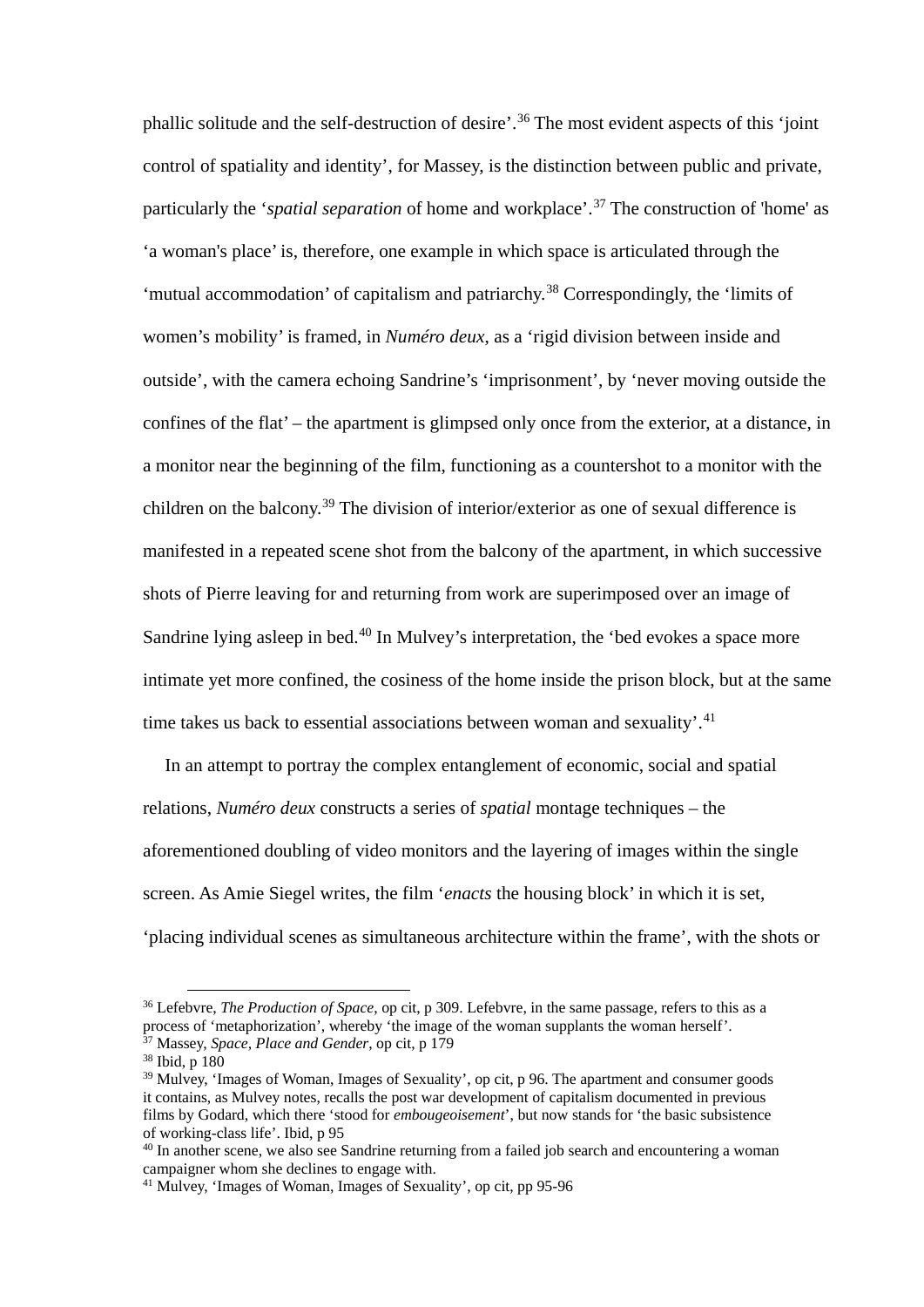phallic solitude and the self-destruction of desire'.[36] The most evident aspects of this 'joint control of spatiality and identity', for Massey, is the distinction between public and private, particularly the '*spatial separation* of home and workplace'.[37] The construction of 'home' as 'a woman's place' is, therefore, one example in which space is articulated through the 'mutual accommodation' of capitalism and patriarchy.[38] Correspondingly, the 'limits of women's mobility' is framed, in *Numéro deux*, as a 'rigid division between inside and outside', with the camera echoing Sandrine's 'imprisonment', by 'never moving outside the confines of the flat' – the apartment is glimpsed only once from the exterior, at a distance, in a monitor near the beginning of the film, functioning as a countershot to a monitor with the children on the balcony.[39] The division of interior/exterior as one of sexual difference is manifested in a repeated scene shot from the balcony of the apartment, in which successive shots of Pierre leaving for and returning from work are superimposed over an image of Sandrine lying asleep in bed.[40] In Mulvey's interpretation, the 'bed evokes a space more intimate yet more confined, the cosiness of the home inside the prison block, but at the same time takes us back to essential associations between woman and sexuality'.[41]

In an attempt to portray the complex entanglement of economic, social and spatial relations, *Numéro deux* constructs a series of *spatial* montage techniques – the aforementioned doubling of video monitors and the layering of images within the single screen. As Amie Siegel writes, the film '*enacts* the housing block' in which it is set, 'placing individual scenes as simultaneous architecture within the frame', with the shots or

---

[36] Lefebvre, *The Production of Space*, op cit, p 309. Lefebvre, in the same passage, refers to this as a process of 'metaphorization', whereby 'the image of the woman supplants the woman herself'.

[37] Massey, *Space, Place and Gender*, op cit, p 179

[38] Ibid, p 180

[39] Mulvey, 'Images of Woman, Images of Sexuality', op cit, p 96. The apartment and consumer goods it contains, as Mulvey notes, recalls the post war development of capitalism documented in previous films by Godard, which there 'stood for *embougeoisement*', but now stands for 'the basic subsistence of working-class life'. Ibid, p 95

[40] In another scene, we also see Sandrine returning from a failed job search and encountering a woman campaigner whom she declines to engage with.

[41] Mulvey, 'Images of Woman, Images of Sexuality', op cit, pp 95-96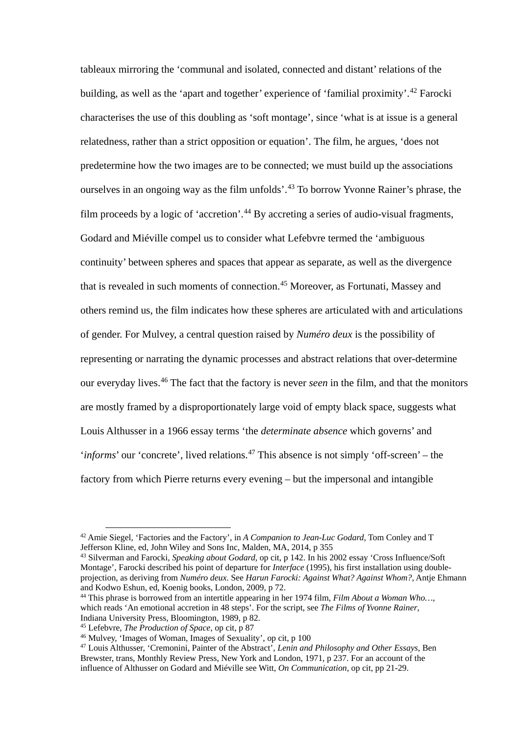tableaux mirroring the 'communal and isolated, connected and distant' relations of the building, as well as the 'apart and together' experience of 'familial proximity'.[42] Farocki characterises the use of this doubling as 'soft montage', since 'what is at issue is a general relatedness, rather than a strict opposition or equation'. The film, he argues, 'does not predetermine how the two images are to be connected; we must build up the associations ourselves in an ongoing way as the film unfolds'.[43] To borrow Yvonne Rainer's phrase, the film proceeds by a logic of 'accretion'.[44] By accreting a series of audio-visual fragments, Godard and Miéville compel us to consider what Lefebvre termed the 'ambiguous continuity' between spheres and spaces that appear as separate, as well as the divergence that is revealed in such moments of connection.[45] Moreover, as Fortunati, Massey and others remind us, the film indicates how these spheres are articulated with and articulations of gender. For Mulvey, a central question raised by *Numéro deux* is the possibility of representing or narrating the dynamic processes and abstract relations that over-determine our everyday lives.[46] The fact that the factory is never *seen* in the film, and that the monitors are mostly framed by a disproportionately large void of empty black space, suggests what Louis Althusser in a 1966 essay terms 'the *determinate absence* which governs' and '*informs*' our 'concrete', lived relations.[47] This absence is not simply 'off-screen' – the factory from which Pierre returns every evening – but the impersonal and intangible

---

[42] Amie Siegel, 'Factories and the Factory', in *A Companion to Jean-Luc Godard*, Tom Conley and T Jefferson Kline, ed, John Wiley and Sons Inc, Malden, MA, 2014, p 355

[43] Silverman and Farocki, *Speaking about Godard*, op cit, p 142. In his 2002 essay 'Cross Influence/Soft Montage', Farocki described his point of departure for *Interface* (1995), his first installation using double-projection, as deriving from *Numéro deux*. See *Harun Farocki: Against What? Against Whom?*, Antje Ehmann and Kodwo Eshun, ed, Koenig books, London, 2009, p 72.

[44] This phrase is borrowed from an intertitle appearing in her 1974 film, *Film About a Woman Who…*, which reads 'An emotional accretion in 48 steps'. For the script, see *The Films of Yvonne Rainer*, Indiana University Press, Bloomington, 1989, p 82.

[45] Lefebvre, *The Production of Space*, op cit, p 87

[46] Mulvey, 'Images of Woman, Images of Sexuality', op cit, p 100

[47] Louis Althusser, 'Cremonini, Painter of the Abstract', *Lenin and Philosophy and Other Essays*, Ben Brewster, trans, Monthly Review Press, New York and London, 1971, p 237. For an account of the influence of Althusser on Godard and Miéville see Witt, *On Communication*, op cit, pp 21-29.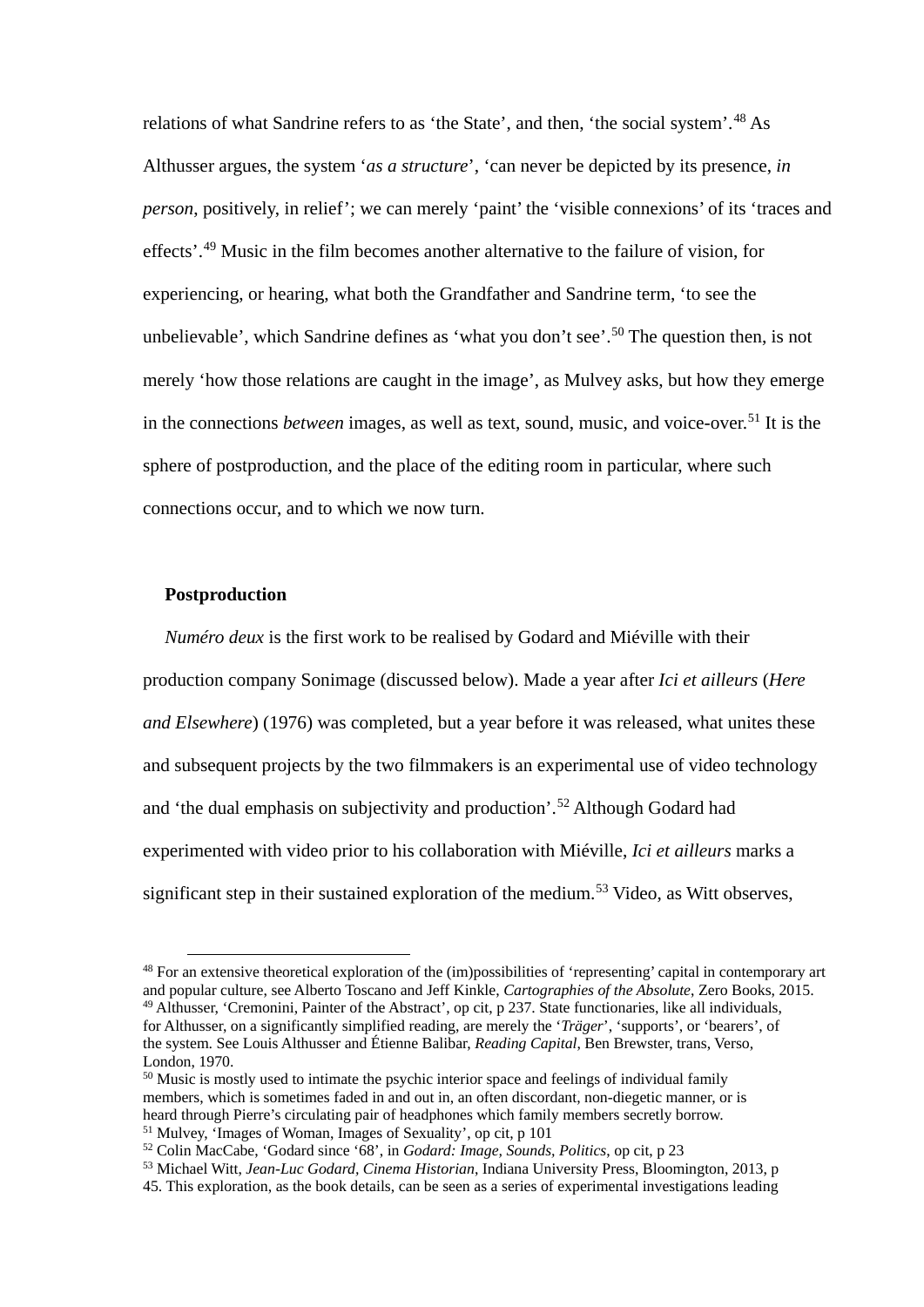relations of what Sandrine refers to as 'the State', and then, 'the social system'.[48] As Althusser argues, the system '*as a structure*', 'can never be depicted by its presence, *in person*, positively, in relief'; we can merely 'paint' the 'visible connexions' of its 'traces and effects'.[49] Music in the film becomes another alternative to the failure of vision, for experiencing, or hearing, what both the Grandfather and Sandrine term, 'to see the unbelievable', which Sandrine defines as 'what you don't see'.[50] The question then, is not merely 'how those relations are caught in the image', as Mulvey asks, but how they emerge in the connections *between* images, as well as text, sound, music, and voice-over.[51] It is the sphere of postproduction, and the place of the editing room in particular, where such connections occur, and to which we now turn.

## Postproduction

*Numéro deux* is the first work to be realised by Godard and Miéville with their production company Sonimage (discussed below). Made a year after *Ici et ailleurs* (*Here and Elsewhere*) (1976) was completed, but a year before it was released, what unites these and subsequent projects by the two filmmakers is an experimental use of video technology and 'the dual emphasis on subjectivity and production'.[52] Although Godard had experimented with video prior to his collaboration with Miéville, *Ici et ailleurs* marks a significant step in their sustained exploration of the medium.[53] Video, as Witt observes,

---

[48] For an extensive theoretical exploration of the (im)possibilities of 'representing' capital in contemporary art and popular culture, see Alberto Toscano and Jeff Kinkle, *Cartographies of the Absolute*, Zero Books, 2015.

[49] Althusser, 'Cremonini, Painter of the Abstract', op cit, p 237. State functionaries, like all individuals, for Althusser, on a significantly simplified reading, are merely the '*Träger*', 'supports', or 'bearers', of the system. See Louis Althusser and Étienne Balibar, *Reading Capital*, Ben Brewster, trans, Verso, London, 1970.

[50] Music is mostly used to intimate the psychic interior space and feelings of individual family members, which is sometimes faded in and out in, an often discordant, non-diegetic manner, or is heard through Pierre's circulating pair of headphones which family members secretly borrow.

[51] Mulvey, 'Images of Woman, Images of Sexuality', op cit, p 101

[52] Colin MacCabe, 'Godard since '68', in *Godard: Image, Sounds, Politics*, op cit, p 23

[53] Michael Witt, *Jean-Luc Godard, Cinema Historian*, Indiana University Press, Bloomington, 2013, p 45. This exploration, as the book details, can be seen as a series of experimental investigations leading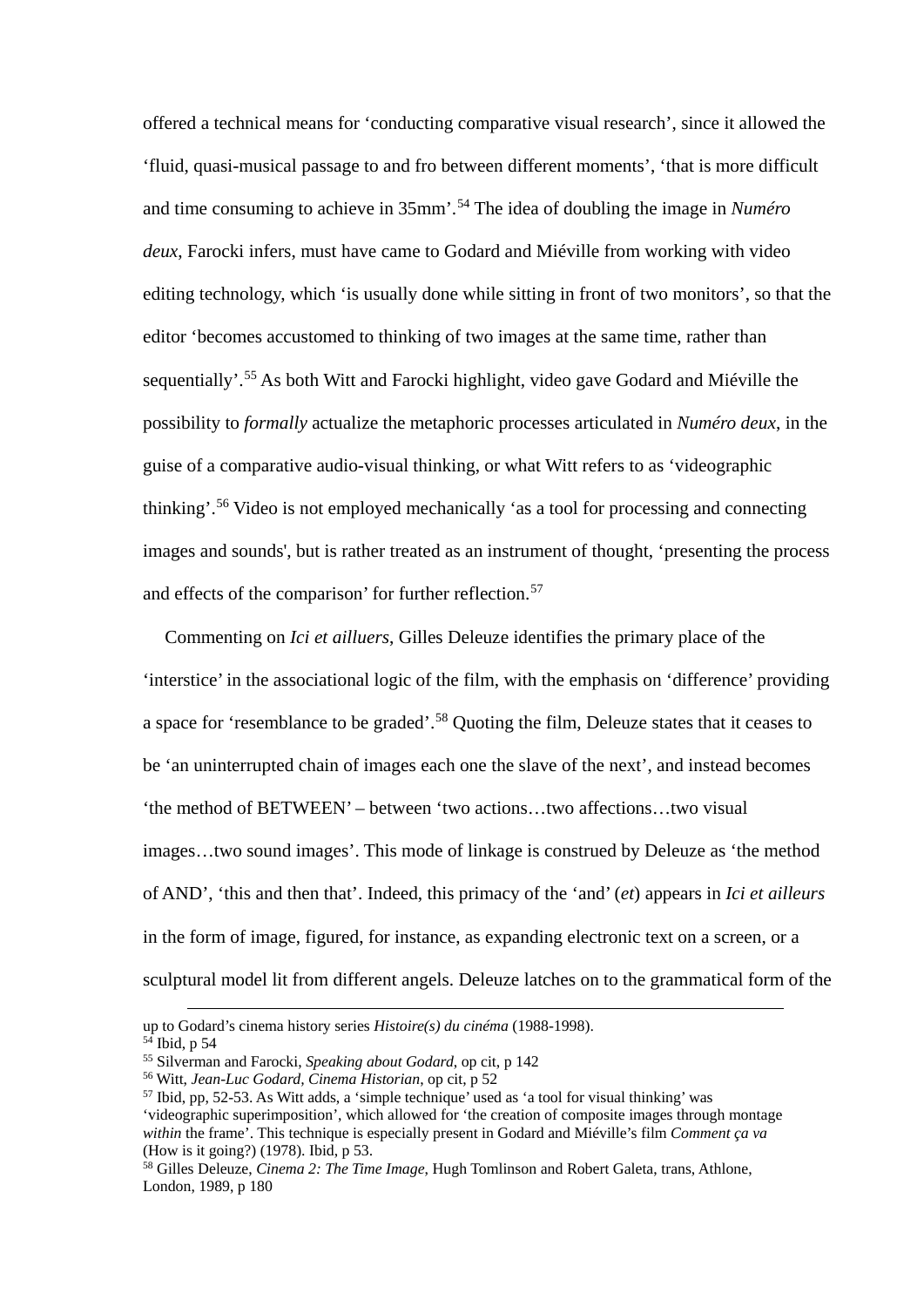offered a technical means for 'conducting comparative visual research', since it allowed the 'fluid, quasi-musical passage to and fro between different moments', 'that is more difficult and time consuming to achieve in 35mm'.[54] The idea of doubling the image in *Numéro deux*, Farocki infers, must have came to Godard and Miéville from working with video editing technology, which 'is usually done while sitting in front of two monitors', so that the editor 'becomes accustomed to thinking of two images at the same time, rather than sequentially'.[55] As both Witt and Farocki highlight, video gave Godard and Miéville the possibility to *formally* actualize the metaphoric processes articulated in *Numéro deux*, in the guise of a comparative audio-visual thinking, or what Witt refers to as 'videographic thinking'.[56] Video is not employed mechanically 'as a tool for processing and connecting images and sounds', but is rather treated as an instrument of thought, 'presenting the process and effects of the comparison' for further reflection.[57]

Commenting on *Ici et ailluers*, Gilles Deleuze identifies the primary place of the 'interstice' in the associational logic of the film, with the emphasis on 'difference' providing a space for 'resemblance to be graded'.[58] Quoting the film, Deleuze states that it ceases to be 'an uninterrupted chain of images each one the slave of the next', and instead becomes 'the method of BETWEEN' – between 'two actions…two affections…two visual images…two sound images'. This mode of linkage is construed by Deleuze as 'the method of AND', 'this and then that'. Indeed, this primacy of the 'and' (*et*) appears in *Ici et ailleurs* in the form of image, figured, for instance, as expanding electronic text on a screen, or a sculptural model lit from different angels. Deleuze latches on to the grammatical form of the

---

up to Godard's cinema history series *Histoire(s) du cinéma* (1988-1998).

[54] Ibid, p 54

[55] Silverman and Farocki, *Speaking about Godard*, op cit, p 142

[56] Witt, *Jean-Luc Godard, Cinema Historian*, op cit, p 52

[57] Ibid, pp, 52-53. As Witt adds, a 'simple technique' used as 'a tool for visual thinking' was 'videographic superimposition', which allowed for 'the creation of composite images through montage *within* the frame'. This technique is especially present in Godard and Miéville's film *Comment ça va* (How is it going?) (1978). Ibid, p 53.

[58] Gilles Deleuze, *Cinema 2: The Time Image*, Hugh Tomlinson and Robert Galeta, trans, Athlone, London, 1989, p 180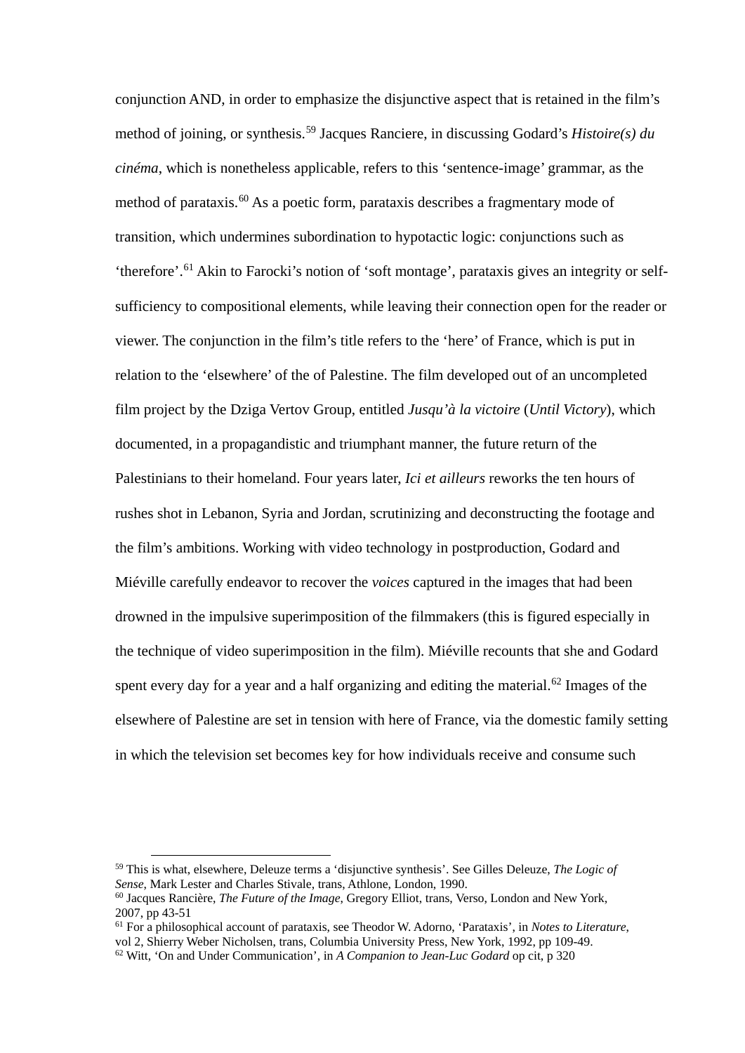conjunction AND, in order to emphasize the disjunctive aspect that is retained in the film's method of joining, or synthesis.[59] Jacques Ranciere, in discussing Godard's *Histoire(s) du cinéma*, which is nonetheless applicable, refers to this 'sentence-image' grammar, as the method of parataxis.[60] As a poetic form, parataxis describes a fragmentary mode of transition, which undermines subordination to hypotactic logic: conjunctions such as 'therefore'.[61] Akin to Farocki's notion of 'soft montage', parataxis gives an integrity or self-sufficiency to compositional elements, while leaving their connection open for the reader or viewer. The conjunction in the film's title refers to the 'here' of France, which is put in relation to the 'elsewhere' of the of Palestine. The film developed out of an uncompleted film project by the Dziga Vertov Group, entitled *Jusqu'à la victoire* (*Until Victory*), which documented, in a propagandistic and triumphant manner, the future return of the Palestinians to their homeland. Four years later, *Ici et ailleurs* reworks the ten hours of rushes shot in Lebanon, Syria and Jordan, scrutinizing and deconstructing the footage and the film's ambitions. Working with video technology in postproduction, Godard and Miéville carefully endeavor to recover the *voices* captured in the images that had been drowned in the impulsive superimposition of the filmmakers (this is figured especially in the technique of video superimposition in the film). Miéville recounts that she and Godard spent every day for a year and a half organizing and editing the material.[62] Images of the elsewhere of Palestine are set in tension with here of France, via the domestic family setting in which the television set becomes key for how individuals receive and consume such

---

[59] This is what, elsewhere, Deleuze terms a 'disjunctive synthesis'. See Gilles Deleuze, *The Logic of Sense*, Mark Lester and Charles Stivale, trans, Athlone, London, 1990.

[60] Jacques Rancière, *The Future of the Image*, Gregory Elliot, trans, Verso, London and New York, 2007, pp 43-51

[61] For a philosophical account of parataxis, see Theodor W. Adorno, 'Parataxis', in *Notes to Literature*, vol 2, Shierry Weber Nicholsen, trans, Columbia University Press, New York, 1992, pp 109-49.

[62] Witt, 'On and Under Communication', in *A Companion to Jean-Luc Godard* op cit, p 320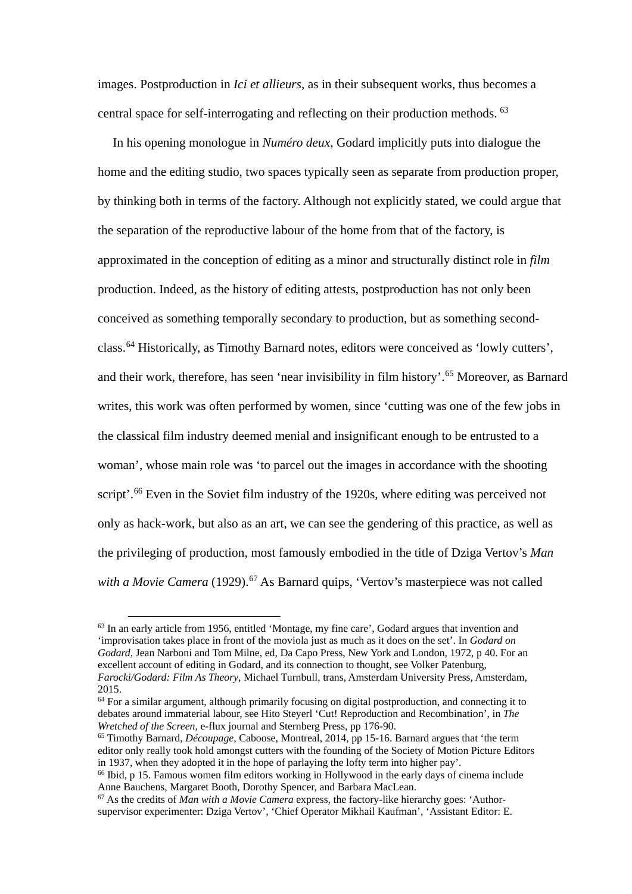images. Postproduction in *Ici et allieurs*, as in their subsequent works, thus becomes a central space for self-interrogating and reflecting on their production methods. [63]

In his opening monologue in *Numéro deux*, Godard implicitly puts into dialogue the home and the editing studio, two spaces typically seen as separate from production proper, by thinking both in terms of the factory. Although not explicitly stated, we could argue that the separation of the reproductive labour of the home from that of the factory, is approximated in the conception of editing as a minor and structurally distinct role in *film* production. Indeed, as the history of editing attests, postproduction has not only been conceived as something temporally secondary to production, but as something second-class.[64] Historically, as Timothy Barnard notes, editors were conceived as 'lowly cutters', and their work, therefore, has seen 'near invisibility in film history'.[65] Moreover, as Barnard writes, this work was often performed by women, since 'cutting was one of the few jobs in the classical film industry deemed menial and insignificant enough to be entrusted to a woman', whose main role was 'to parcel out the images in accordance with the shooting script'.[66] Even in the Soviet film industry of the 1920s, where editing was perceived not only as hack-work, but also as an art, we can see the gendering of this practice, as well as the privileging of production, most famously embodied in the title of Dziga Vertov's *Man with a Movie Camera* (1929).[67] As Barnard quips, 'Vertov's masterpiece was not called

---

[63] In an early article from 1956, entitled 'Montage, my fine care', Godard argues that invention and 'improvisation takes place in front of the moviola just as much as it does on the set'. In *Godard on Godard*, Jean Narboni and Tom Milne, ed, Da Capo Press, New York and London, 1972, p 40. For an excellent account of editing in Godard, and its connection to thought, see Volker Patenburg, *Farocki/Godard: Film As Theory*, Michael Turnbull, trans, Amsterdam University Press, Amsterdam, 2015.

[64] For a similar argument, although primarily focusing on digital postproduction, and connecting it to debates around immaterial labour, see Hito Steyerl 'Cut! Reproduction and Recombination', in *The Wretched of the Screen*, e-flux journal and Sternberg Press, pp 176-90.

[65] Timothy Barnard, *Découpage*, Caboose, Montreal, 2014, pp 15-16. Barnard argues that 'the term editor only really took hold amongst cutters with the founding of the Society of Motion Picture Editors in 1937, when they adopted it in the hope of parlaying the lofty term into higher pay'.

[66] Ibid, p 15. Famous women film editors working in Hollywood in the early days of cinema include Anne Bauchens, Margaret Booth, Dorothy Spencer, and Barbara MacLean.

[67] As the credits of *Man with a Movie Camera* express, the factory-like hierarchy goes: 'Author-supervisor experimenter: Dziga Vertov', 'Chief Operator Mikhail Kaufman', 'Assistant Editor: E.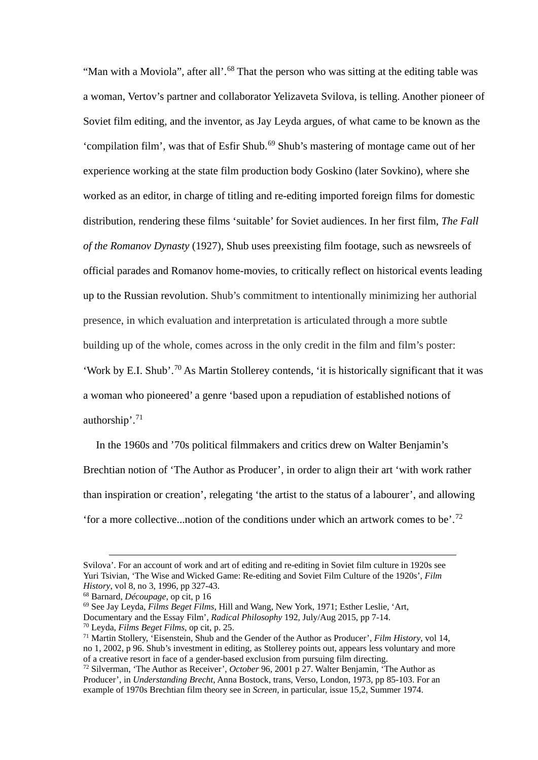"Man with a Moviola", after all'.[68] That the person who was sitting at the editing table was a woman, Vertov's partner and collaborator Yelizaveta Svilova, is telling. Another pioneer of Soviet film editing, and the inventor, as Jay Leyda argues, of what came to be known as the 'compilation film', was that of Esfir Shub.[69] Shub's mastering of montage came out of her experience working at the state film production body Goskino (later Sovkino), where she worked as an editor, in charge of titling and re-editing imported foreign films for domestic distribution, rendering these films 'suitable' for Soviet audiences. In her first film, *The Fall of the Romanov Dynasty* (1927), Shub uses preexisting film footage, such as newsreels of official parades and Romanov home-movies, to critically reflect on historical events leading up to the Russian revolution. Shub's commitment to intentionally minimizing her authorial presence, in which evaluation and interpretation is articulated through a more subtle building up of the whole, comes across in the only credit in the film and film's poster: 'Work by E.I. Shub'.[70] As Martin Stollerey contends, 'it is historically significant that it was a woman who pioneered' a genre 'based upon a repudiation of established notions of authorship'.[71]

In the 1960s and '70s political filmmakers and critics drew on Walter Benjamin's Brechtian notion of 'The Author as Producer', in order to align their art 'with work rather than inspiration or creation', relegating 'the artist to the status of a labourer', and allowing 'for a more collective...notion of the conditions under which an artwork comes to be'.[72]

---

Svilova'. For an account of work and art of editing and re-editing in Soviet film culture in 1920s see Yuri Tsivian, 'The Wise and Wicked Game: Re-editing and Soviet Film Culture of the 1920s', *Film History*, vol 8, no 3, 1996, pp 327-43.

[68] Barnard, *Découpage*, op cit, p 16

[69] See Jay Leyda, *Films Beget Films*, Hill and Wang, New York, 1971; Esther Leslie, 'Art, Documentary and the Essay Film', *Radical Philosophy* 192, July/Aug 2015, pp 7-14.

[70] Leyda, *Films Beget Films*, op cit, p. 25.

[71] Martin Stollery, 'Eisenstein, Shub and the Gender of the Author as Producer', *Film History*, vol 14, no 1, 2002, p 96. Shub's investment in editing, as Stollerey points out, appears less voluntary and more of a creative resort in face of a gender-based exclusion from pursuing film directing.

[72] Silverman, 'The Author as Receiver', *October* 96, 2001 p 27. Walter Benjamin, 'The Author as Producer', in *Understanding Brecht*, Anna Bostock, trans, Verso, London, 1973, pp 85-103. For an example of 1970s Brechtian film theory see in *Screen*, in particular, issue 15,2, Summer 1974.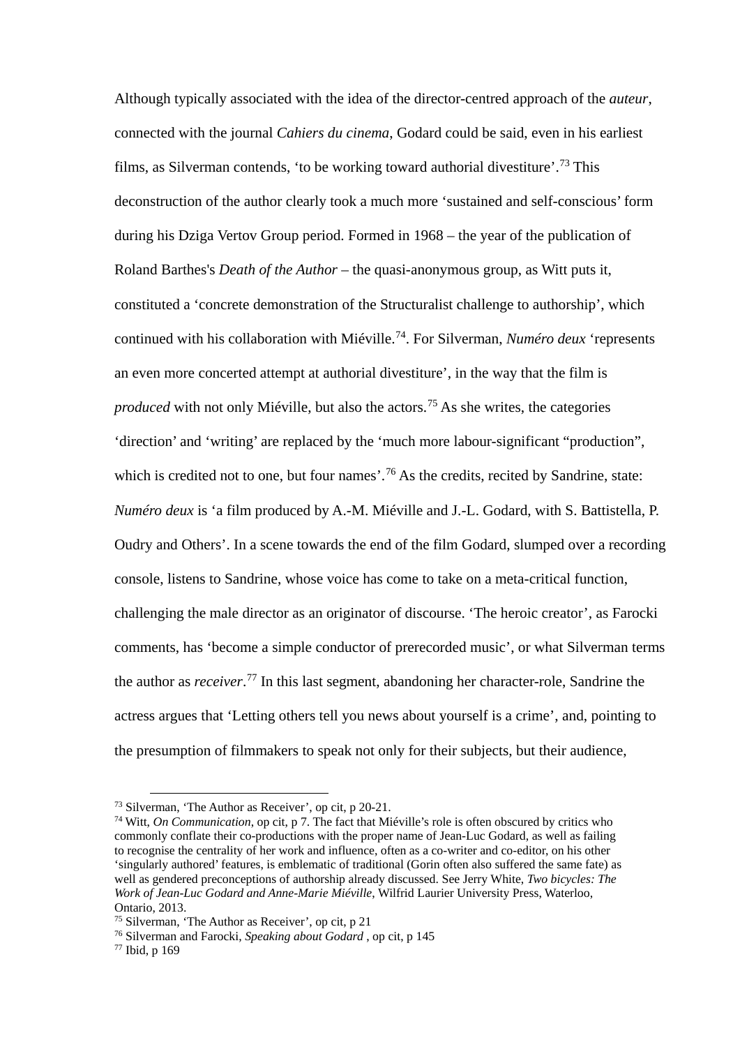Although typically associated with the idea of the director-centred approach of the *auteur*, connected with the journal *Cahiers du cinema*, Godard could be said, even in his earliest films, as Silverman contends, 'to be working toward authorial divestiture'.[73] This deconstruction of the author clearly took a much more 'sustained and self-conscious' form during his Dziga Vertov Group period. Formed in 1968 – the year of the publication of Roland Barthes's *Death of the Author* – the quasi-anonymous group, as Witt puts it, constituted a 'concrete demonstration of the Structuralist challenge to authorship', which continued with his collaboration with Miéville.[74]. For Silverman, *Numéro deux* 'represents an even more concerted attempt at authorial divestiture', in the way that the film is *produced* with not only Miéville, but also the actors.[75] As she writes, the categories 'direction' and 'writing' are replaced by the 'much more labour-significant "production", which is credited not to one, but four names'.[76] As the credits, recited by Sandrine, state: *Numéro deux* is 'a film produced by A.-M. Miéville and J.-L. Godard, with S. Battistella, P. Oudry and Others'. In a scene towards the end of the film Godard, slumped over a recording console, listens to Sandrine, whose voice has come to take on a meta-critical function, challenging the male director as an originator of discourse. 'The heroic creator', as Farocki comments, has 'become a simple conductor of prerecorded music', or what Silverman terms the author as *receiver*.[77] In this last segment, abandoning her character-role, Sandrine the actress argues that 'Letting others tell you news about yourself is a crime', and, pointing to the presumption of filmmakers to speak not only for their subjects, but their audience,

---

[73] Silverman, 'The Author as Receiver', op cit, p 20-21.

[74] Witt, *On Communication*, op cit, p 7. The fact that Miéville's role is often obscured by critics who commonly conflate their co-productions with the proper name of Jean-Luc Godard, as well as failing to recognise the centrality of her work and influence, often as a co-writer and co-editor, on his other 'singularly authored' features, is emblematic of traditional (Gorin often also suffered the same fate) as well as gendered preconceptions of authorship already discussed. See Jerry White, *Two bicycles: The Work of Jean-Luc Godard and Anne-Marie Miéville*, Wilfrid Laurier University Press, Waterloo, Ontario, 2013.

[75] Silverman, 'The Author as Receiver', op cit, p 21

[76] Silverman and Farocki, *Speaking about Godard* , op cit, p 145

[77] Ibid, p 169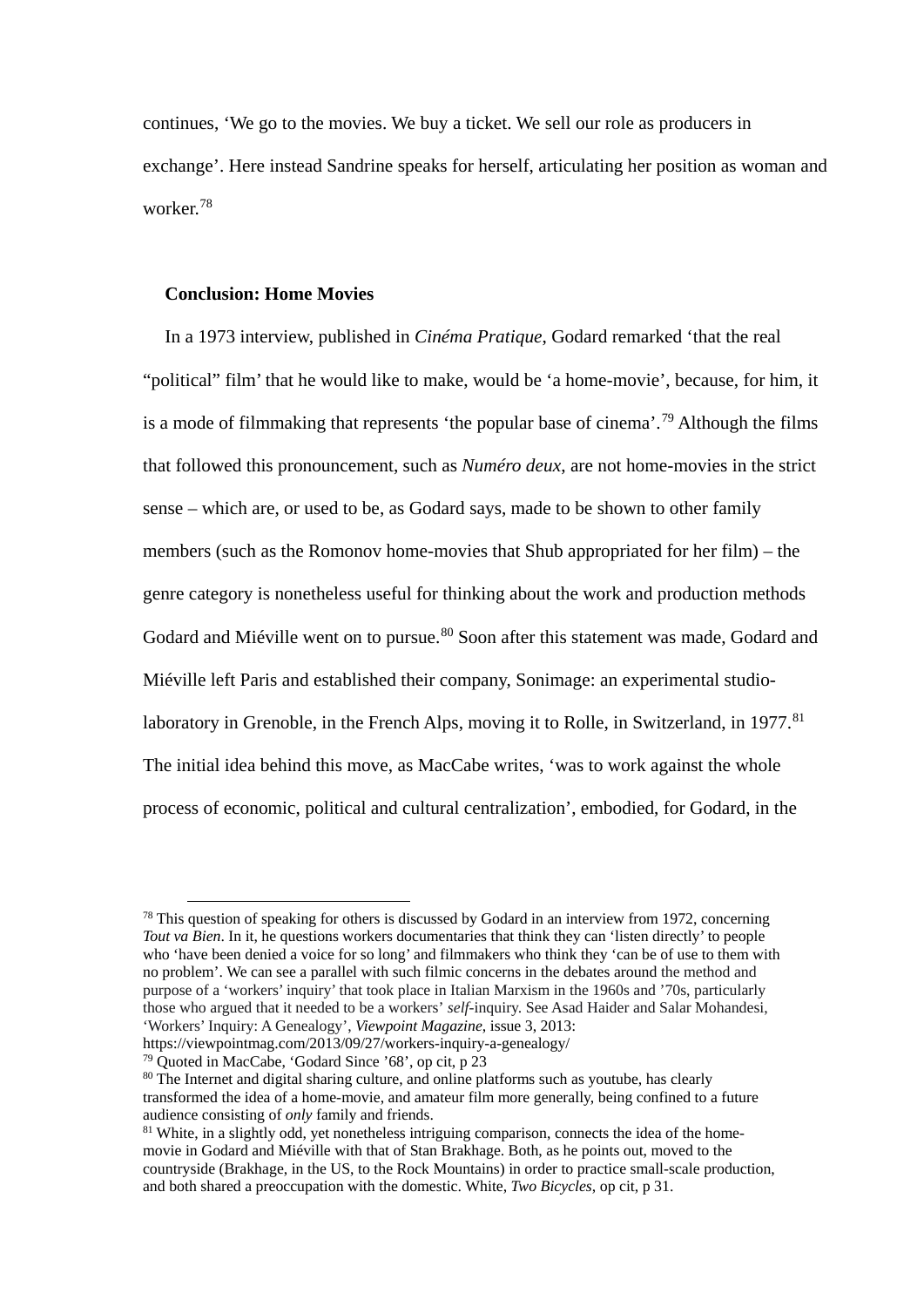continues, ‘We go to the movies. We buy a ticket. We sell our role as producers in exchange’. Here instead Sandrine speaks for herself, articulating her position as woman and worker.[78]

## Conclusion: Home Movies

In a 1973 interview, published in *Cinéma Pratique*, Godard remarked ‘that the real “political” film’ that he would like to make, would be ‘a home-movie’, because, for him, it is a mode of filmmaking that represents ‘the popular base of cinema’.[79] Although the films that followed this pronouncement, such as *Numéro deux*, are not home-movies in the strict sense – which are, or used to be, as Godard says, made to be shown to other family members (such as the Romonov home-movies that Shub appropriated for her film) – the genre category is nonetheless useful for thinking about the work and production methods Godard and Miéville went on to pursue.[80] Soon after this statement was made, Godard and Miéville left Paris and established their company, Sonimage: an experimental studio-laboratory in Grenoble, in the French Alps, moving it to Rolle, in Switzerland, in 1977.[81] The initial idea behind this move, as MacCabe writes, ‘was to work against the whole process of economic, political and cultural centralization’, embodied, for Godard, in the

---

[78] This question of speaking for others is discussed by Godard in an interview from 1972, concerning *Tout va Bien*. In it, he questions workers documentaries that think they can ‘listen directly’ to people who ‘have been denied a voice for so long’ and filmmakers who think they ‘can be of use to them with no problem’. We can see a parallel with such filmic concerns in the debates around the method and purpose of a ‘workers’ inquiry’ that took place in Italian Marxism in the 1960s and ’70s, particularly those who argued that it needed to be a workers’ *self*-inquiry. See Asad Haider and Salar Mohandesi, ‘Workers’ Inquiry: A Genealogy’, *Viewpoint Magazine*, issue 3, 2013: https://viewpointmag.com/2013/09/27/workers-inquiry-a-genealogy/

[79] Quoted in MacCabe, ‘Godard Since ’68’, op cit, p 23

[80] The Internet and digital sharing culture, and online platforms such as youtube, has clearly transformed the idea of a home-movie, and amateur film more generally, being confined to a future audience consisting of *only* family and friends.

[81] White, in a slightly odd, yet nonetheless intriguing comparison, connects the idea of the home-movie in Godard and Miéville with that of Stan Brakhage. Both, as he points out, moved to the countryside (Brakhage, in the US, to the Rock Mountains) in order to practice small-scale production, and both shared a preoccupation with the domestic. White, *Two Bicycles*, op cit, p 31.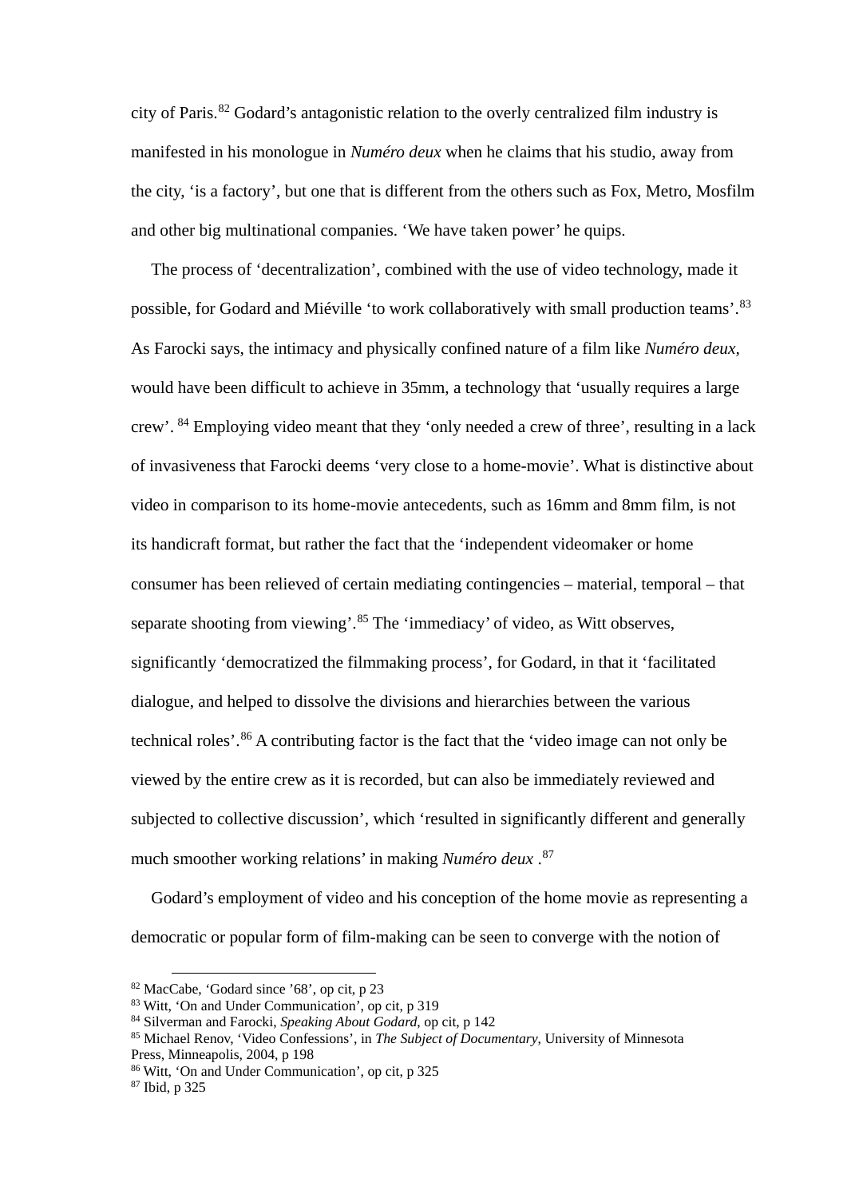city of Paris.[82] Godard's antagonistic relation to the overly centralized film industry is manifested in his monologue in *Numéro deux* when he claims that his studio, away from the city, 'is a factory', but one that is different from the others such as Fox, Metro, Mosfilm and other big multinational companies. 'We have taken power' he quips.

The process of 'decentralization', combined with the use of video technology, made it possible, for Godard and Miéville 'to work collaboratively with small production teams'.[83] As Farocki says, the intimacy and physically confined nature of a film like *Numéro deux*, would have been difficult to achieve in 35mm, a technology that 'usually requires a large crew'. [84] Employing video meant that they 'only needed a crew of three', resulting in a lack of invasiveness that Farocki deems 'very close to a home-movie'. What is distinctive about video in comparison to its home-movie antecedents, such as 16mm and 8mm film, is not its handicraft format, but rather the fact that the 'independent videomaker or home consumer has been relieved of certain mediating contingencies – material, temporal – that separate shooting from viewing'.[85] The 'immediacy' of video, as Witt observes, significantly 'democratized the filmmaking process', for Godard, in that it 'facilitated dialogue, and helped to dissolve the divisions and hierarchies between the various technical roles'.[86] A contributing factor is the fact that the 'video image can not only be viewed by the entire crew as it is recorded, but can also be immediately reviewed and subjected to collective discussion', which 'resulted in significantly different and generally much smoother working relations' in making *Numéro deux* .[87]

Godard's employment of video and his conception of the home movie as representing a democratic or popular form of film-making can be seen to converge with the notion of

---

[82] MacCabe, 'Godard since '68', op cit, p 23
[83] Witt, 'On and Under Communication', op cit, p 319
[84] Silverman and Farocki, *Speaking About Godard*, op cit, p 142
[85] Michael Renov, 'Video Confessions', in *The Subject of Documentary*, University of Minnesota Press, Minneapolis, 2004, p 198
[86] Witt, 'On and Under Communication', op cit, p 325
[87] Ibid, p 325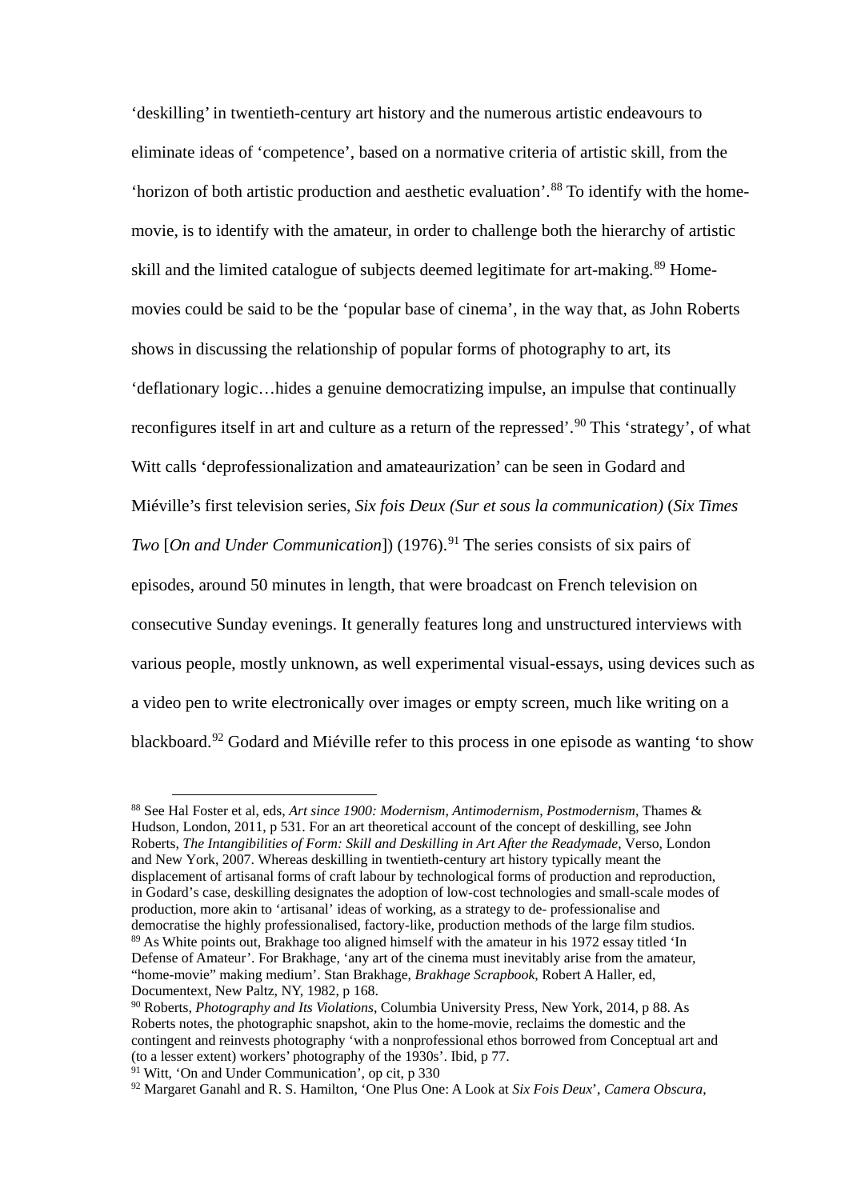'deskilling' in twentieth-century art history and the numerous artistic endeavours to eliminate ideas of 'competence', based on a normative criteria of artistic skill, from the 'horizon of both artistic production and aesthetic evaluation'.[88] To identify with the home-movie, is to identify with the amateur, in order to challenge both the hierarchy of artistic skill and the limited catalogue of subjects deemed legitimate for art-making.[89] Home-movies could be said to be the 'popular base of cinema', in the way that, as John Roberts shows in discussing the relationship of popular forms of photography to art, its 'deflationary logic…hides a genuine democratizing impulse, an impulse that continually reconfigures itself in art and culture as a return of the repressed'.[90] This 'strategy', of what Witt calls 'deprofessionalization and amateaurization' can be seen in Godard and Miéville's first television series, *Six fois Deux (Sur et sous la communication)* (*Six Times Two* [*On and Under Communication*]) (1976).[91] The series consists of six pairs of episodes, around 50 minutes in length, that were broadcast on French television on consecutive Sunday evenings. It generally features long and unstructured interviews with various people, mostly unknown, as well experimental visual-essays, using devices such as a video pen to write electronically over images or empty screen, much like writing on a blackboard.[92] Godard and Miéville refer to this process in one episode as wanting 'to show

---

[88] See Hal Foster et al, eds, *Art since 1900: Modernism, Antimodernism, Postmodernism*, Thames & Hudson, London, 2011, p 531. For an art theoretical account of the concept of deskilling, see John Roberts, *The Intangibilities of Form: Skill and Deskilling in Art After the Readymade*, Verso, London and New York, 2007. Whereas deskilling in twentieth-century art history typically meant the displacement of artisanal forms of craft labour by technological forms of production and reproduction, in Godard's case, deskilling designates the adoption of low-cost technologies and small-scale modes of production, more akin to 'artisanal' ideas of working, as a strategy to de- professionalise and democratise the highly professionalised, factory-like, production methods of the large film studios.

[89] As White points out, Brakhage too aligned himself with the amateur in his 1972 essay titled 'In Defense of Amateur'. For Brakhage, 'any art of the cinema must inevitably arise from the amateur, "home-movie" making medium'. Stan Brakhage, *Brakhage Scrapbook*, Robert A Haller, ed, Documentext, New Paltz, NY, 1982, p 168.

[90] Roberts, *Photography and Its Violations*, Columbia University Press, New York, 2014, p 88. As Roberts notes, the photographic snapshot, akin to the home-movie, reclaims the domestic and the contingent and reinvests photography 'with a nonprofessional ethos borrowed from Conceptual art and (to a lesser extent) workers' photography of the 1930s'. Ibid, p 77.

[91] Witt, 'On and Under Communication', op cit, p 330

[92] Margaret Ganahl and R. S. Hamilton, 'One Plus One: A Look at *Six Fois Deux*', *Camera Obscura*,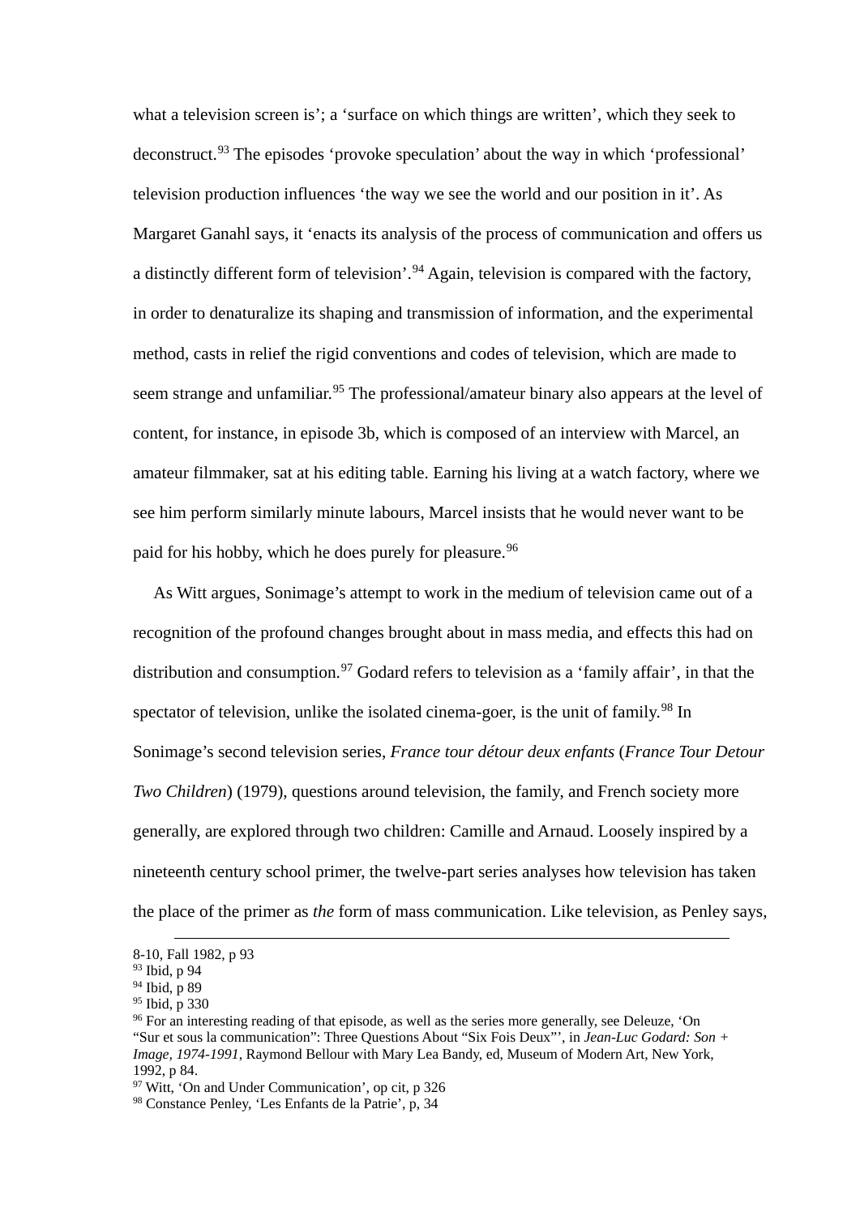what a television screen is'; a 'surface on which things are written', which they seek to deconstruct.[93] The episodes 'provoke speculation' about the way in which 'professional' television production influences 'the way we see the world and our position in it'. As Margaret Ganahl says, it 'enacts its analysis of the process of communication and offers us a distinctly different form of television'.[94] Again, television is compared with the factory, in order to denaturalize its shaping and transmission of information, and the experimental method, casts in relief the rigid conventions and codes of television, which are made to seem strange and unfamiliar.[95] The professional/amateur binary also appears at the level of content, for instance, in episode 3b, which is composed of an interview with Marcel, an amateur filmmaker, sat at his editing table. Earning his living at a watch factory, where we see him perform similarly minute labours, Marcel insists that he would never want to be paid for his hobby, which he does purely for pleasure.[96]

As Witt argues, Sonimage's attempt to work in the medium of television came out of a recognition of the profound changes brought about in mass media, and effects this had on distribution and consumption.[97] Godard refers to television as a 'family affair', in that the spectator of television, unlike the isolated cinema-goer, is the unit of family.[98] In Sonimage's second television series, *France tour détour deux enfants* (*France Tour Detour Two Children*) (1979), questions around television, the family, and French society more generally, are explored through two children: Camille and Arnaud. Loosely inspired by a nineteenth century school primer, the twelve-part series analyses how television has taken the place of the primer as *the* form of mass communication. Like television, as Penley says,

---

8-10, Fall 1982, p 93

[93] Ibid, p 94

[94] Ibid, p 89

[95] Ibid, p 330

[96] For an interesting reading of that episode, as well as the series more generally, see Deleuze, 'On "Sur et sous la communication": Three Questions About "Six Fois Deux"', in *Jean-Luc Godard: Son + Image, 1974-1991*, Raymond Bellour with Mary Lea Bandy, ed, Museum of Modern Art, New York, 1992, p 84.

[97] Witt, 'On and Under Communication', op cit, p 326

[98] Constance Penley, 'Les Enfants de la Patrie', p, 34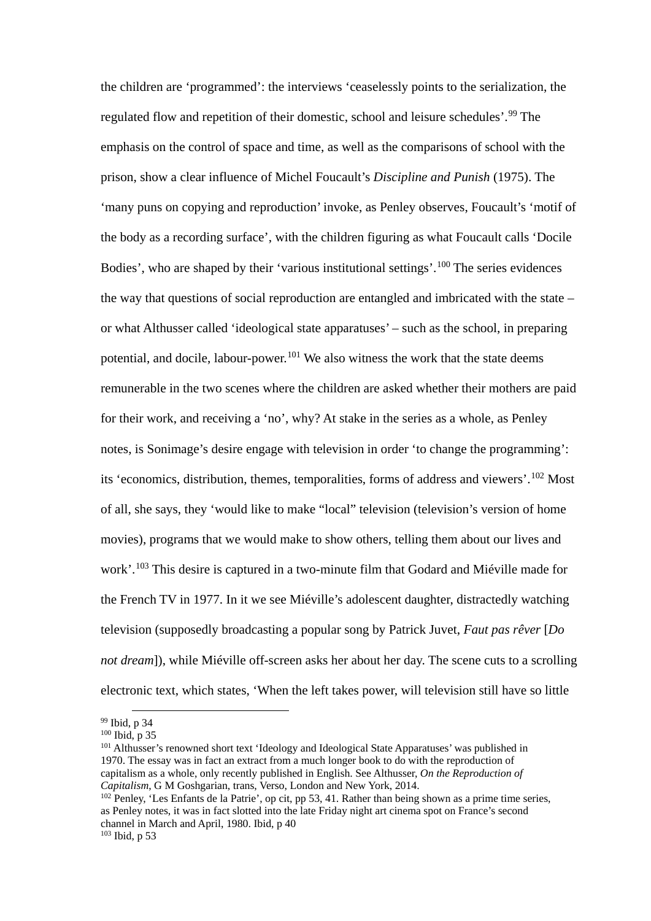the children are 'programmed': the interviews 'ceaselessly points to the serialization, the regulated flow and repetition of their domestic, school and leisure schedules'.[99] The emphasis on the control of space and time, as well as the comparisons of school with the prison, show a clear influence of Michel Foucault's *Discipline and Punish* (1975). The 'many puns on copying and reproduction' invoke, as Penley observes, Foucault's 'motif of the body as a recording surface', with the children figuring as what Foucault calls 'Docile Bodies', who are shaped by their 'various institutional settings'.[100] The series evidences the way that questions of social reproduction are entangled and imbricated with the state – or what Althusser called 'ideological state apparatuses' – such as the school, in preparing potential, and docile, labour-power.[101] We also witness the work that the state deems remunerable in the two scenes where the children are asked whether their mothers are paid for their work, and receiving a 'no', why? At stake in the series as a whole, as Penley notes, is Sonimage's desire engage with television in order 'to change the programming': its 'economics, distribution, themes, temporalities, forms of address and viewers'.[102] Most of all, she says, they 'would like to make "local" television (television's version of home movies), programs that we would make to show others, telling them about our lives and work'.[103] This desire is captured in a two-minute film that Godard and Miéville made for the French TV in 1977. In it we see Miéville's adolescent daughter, distractedly watching television (supposedly broadcasting a popular song by Patrick Juvet, *Faut pas rêver* [*Do not dream*]), while Miéville off-screen asks her about her day. The scene cuts to a scrolling electronic text, which states, 'When the left takes power, will television still have so little

---

[99] Ibid, p 34

[100] Ibid, p 35

[101] Althusser's renowned short text 'Ideology and Ideological State Apparatuses' was published in 1970. The essay was in fact an extract from a much longer book to do with the reproduction of capitalism as a whole, only recently published in English. See Althusser, *On the Reproduction of Capitalism*, G M Goshgarian, trans, Verso, London and New York, 2014.

[102] Penley, 'Les Enfants de la Patrie', op cit, pp 53, 41. Rather than being shown as a prime time series, as Penley notes, it was in fact slotted into the late Friday night art cinema spot on France's second channel in March and April, 1980. Ibid, p 40

[103] Ibid, p 53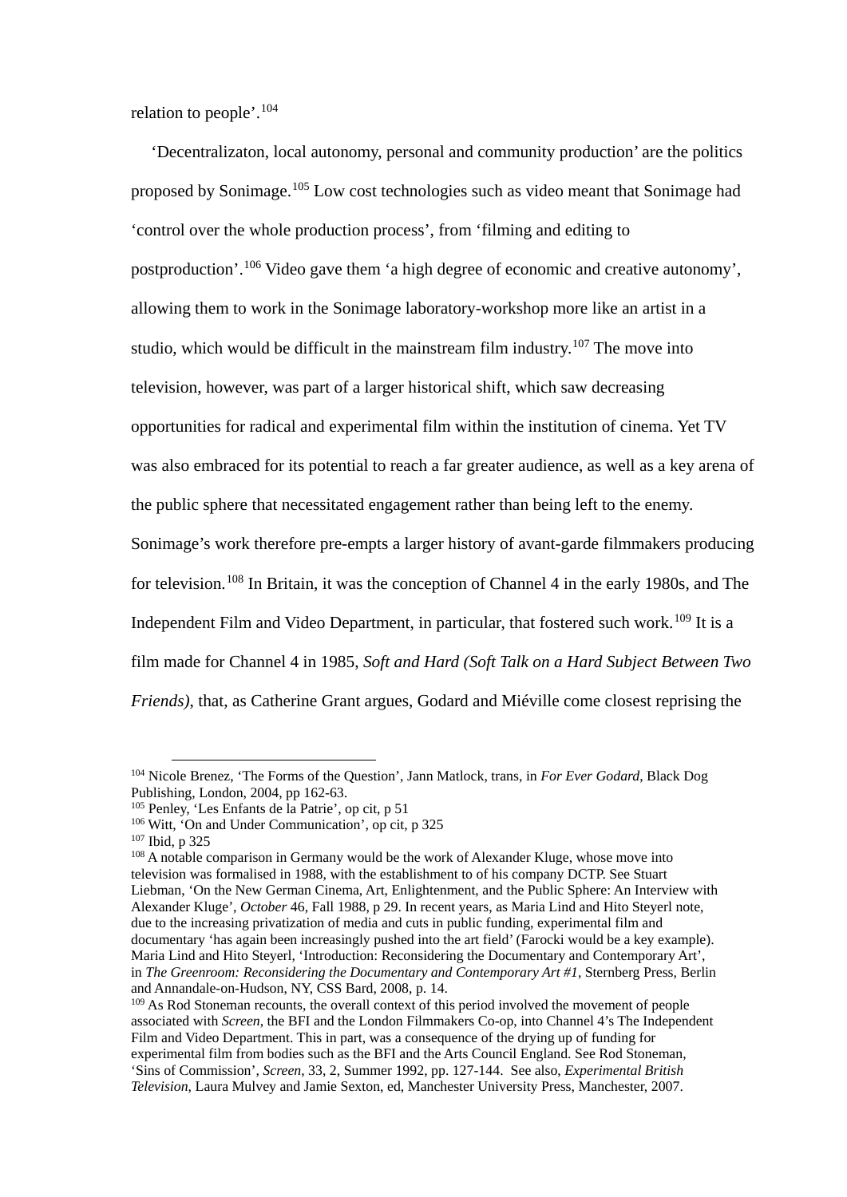relation to people'.[104]

'Decentralizaton, local autonomy, personal and community production' are the politics proposed by Sonimage.[105] Low cost technologies such as video meant that Sonimage had 'control over the whole production process', from 'filming and editing to postproduction'.[106] Video gave them 'a high degree of economic and creative autonomy', allowing them to work in the Sonimage laboratory-workshop more like an artist in a studio, which would be difficult in the mainstream film industry.[107] The move into television, however, was part of a larger historical shift, which saw decreasing opportunities for radical and experimental film within the institution of cinema. Yet TV was also embraced for its potential to reach a far greater audience, as well as a key arena of the public sphere that necessitated engagement rather than being left to the enemy. Sonimage's work therefore pre-empts a larger history of avant-garde filmmakers producing for television.[108] In Britain, it was the conception of Channel 4 in the early 1980s, and The Independent Film and Video Department, in particular, that fostered such work.[109] It is a film made for Channel 4 in 1985, *Soft and Hard (Soft Talk on a Hard Subject Between Two Friends)*, that, as Catherine Grant argues, Godard and Miéville come closest reprising the

---

[104] Nicole Brenez, 'The Forms of the Question', Jann Matlock, trans, in *For Ever Godard*, Black Dog Publishing, London, 2004, pp 162-63.

[105] Penley, 'Les Enfants de la Patrie', op cit, p 51

[106] Witt, 'On and Under Communication', op cit, p 325

[107] Ibid, p 325

[108] A notable comparison in Germany would be the work of Alexander Kluge, whose move into television was formalised in 1988, with the establishment to of his company DCTP. See Stuart Liebman, 'On the New German Cinema, Art, Enlightenment, and the Public Sphere: An Interview with Alexander Kluge', *October* 46, Fall 1988, p 29. In recent years, as Maria Lind and Hito Steyerl note, due to the increasing privatization of media and cuts in public funding, experimental film and documentary 'has again been increasingly pushed into the art field' (Farocki would be a key example). Maria Lind and Hito Steyerl, 'Introduction: Reconsidering the Documentary and Contemporary Art', in *The Greenroom: Reconsidering the Documentary and Contemporary Art #1*, Sternberg Press, Berlin and Annandale-on-Hudson, NY, CSS Bard, 2008, p. 14.

[109] As Rod Stoneman recounts, the overall context of this period involved the movement of people associated with *Screen*, the BFI and the London Filmmakers Co-op, into Channel 4's The Independent Film and Video Department. This in part, was a consequence of the drying up of funding for experimental film from bodies such as the BFI and the Arts Council England. See Rod Stoneman, 'Sins of Commission', *Screen*, 33, 2, Summer 1992, pp. 127-144. See also, *Experimental British Television*, Laura Mulvey and Jamie Sexton, ed, Manchester University Press, Manchester, 2007.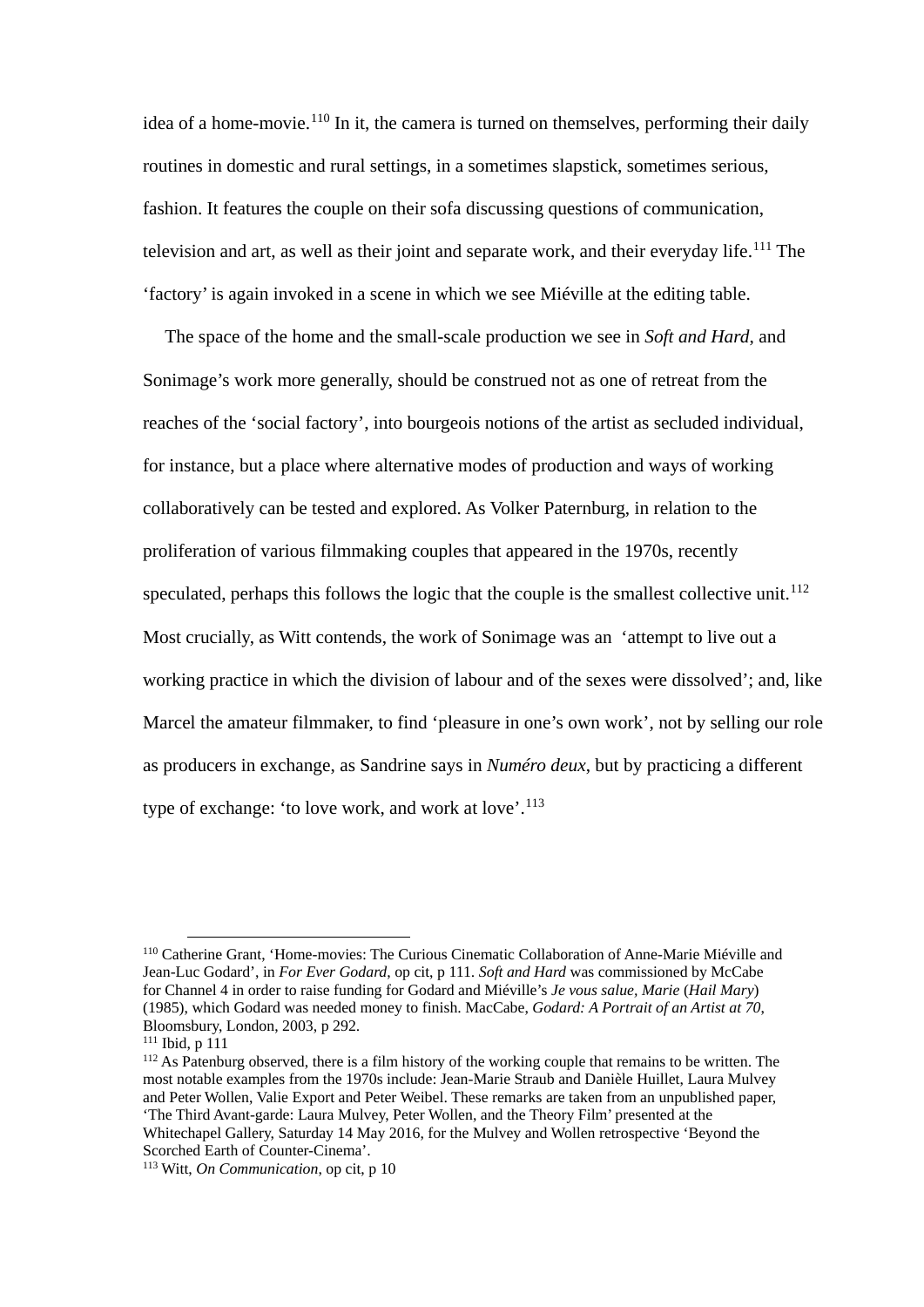idea of a home-movie.[110] In it, the camera is turned on themselves, performing their daily routines in domestic and rural settings, in a sometimes slapstick, sometimes serious, fashion. It features the couple on their sofa discussing questions of communication, television and art, as well as their joint and separate work, and their everyday life.[111] The 'factory' is again invoked in a scene in which we see Miéville at the editing table.

The space of the home and the small-scale production we see in *Soft and Hard*, and Sonimage's work more generally, should be construed not as one of retreat from the reaches of the 'social factory', into bourgeois notions of the artist as secluded individual, for instance, but a place where alternative modes of production and ways of working collaboratively can be tested and explored. As Volker Paternburg, in relation to the proliferation of various filmmaking couples that appeared in the 1970s, recently speculated, perhaps this follows the logic that the couple is the smallest collective unit.[112] Most crucially, as Witt contends, the work of Sonimage was an 'attempt to live out a working practice in which the division of labour and of the sexes were dissolved'; and, like Marcel the amateur filmmaker, to find 'pleasure in one's own work', not by selling our role as producers in exchange, as Sandrine says in *Numéro deux*, but by practicing a different type of exchange: 'to love work, and work at love'.[113]

---

[110] Catherine Grant, 'Home-movies: The Curious Cinematic Collaboration of Anne-Marie Miéville and Jean-Luc Godard', in *For Ever Godard*, op cit, p 111. *Soft and Hard* was commissioned by McCabe for Channel 4 in order to raise funding for Godard and Miéville's *Je vous salue, Marie* (*Hail Mary*) (1985), which Godard was needed money to finish. MacCabe, *Godard: A Portrait of an Artist at 70*, Bloomsbury, London, 2003, p 292.

[111] Ibid, p 111

[112] As Patenburg observed, there is a film history of the working couple that remains to be written. The most notable examples from the 1970s include: Jean-Marie Straub and Danièle Huillet, Laura Mulvey and Peter Wollen, Valie Export and Peter Weibel. These remarks are taken from an unpublished paper, 'The Third Avant-garde: Laura Mulvey, Peter Wollen, and the Theory Film' presented at the Whitechapel Gallery, Saturday 14 May 2016, for the Mulvey and Wollen retrospective 'Beyond the Scorched Earth of Counter-Cinema'.

[113] Witt, *On Communication*, op cit, p 10